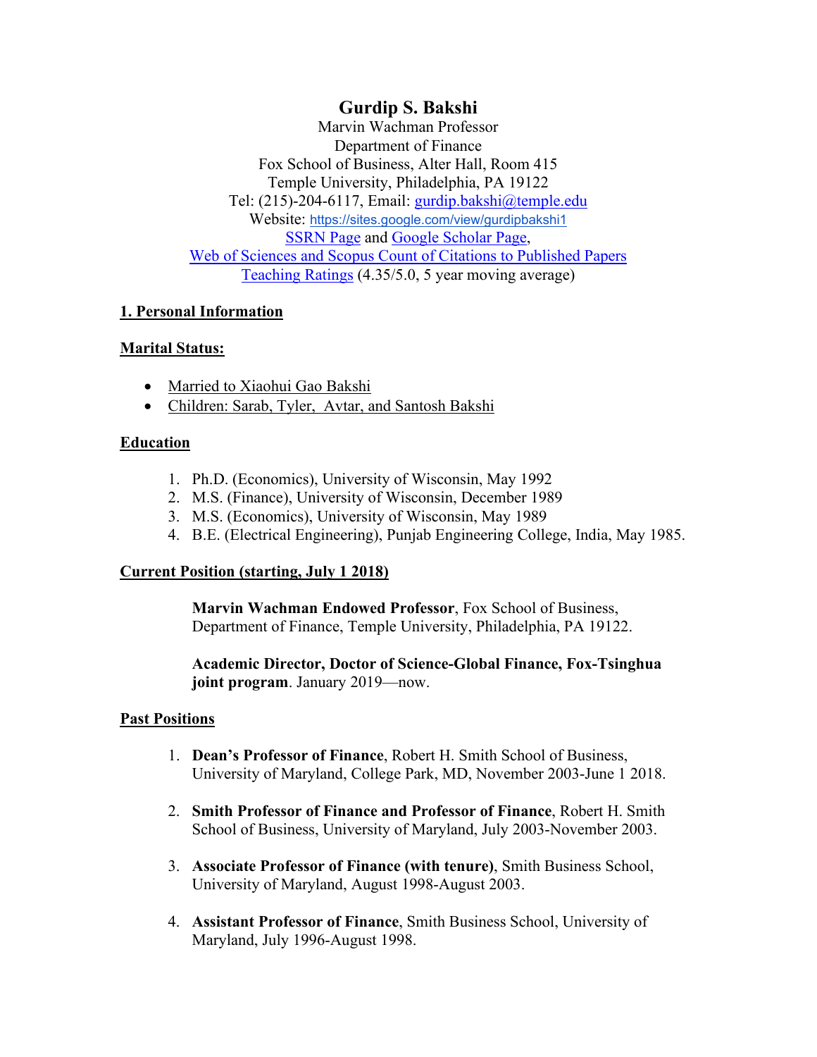# Gurdip S. Bakshi

Marvin Wachman Professor
Department of Finance
Fox School of Business, Alter Hall, Room 415
Temple University, Philadelphia, PA 19122
Tel: (215)-204-6117, Email: gurdip.bakshi@temple.edu
Website: https://sites.google.com/view/gurdipbakshi1
SSRN Page and Google Scholar Page,
Web of Sciences and Scopus Count of Citations to Published Papers
Teaching Ratings (4.35/5.0, 5 year moving average)

## 1. Personal Information

### Marital Status:

- Married to Xiaohui Gao Bakshi
- Children: Sarab, Tyler, Avtar, and Santosh Bakshi

### Education

1. Ph.D. (Economics), University of Wisconsin, May 1992
2. M.S. (Finance), University of Wisconsin, December 1989
3. M.S. (Economics), University of Wisconsin, May 1989
4. B.E. (Electrical Engineering), Punjab Engineering College, India, May 1985.

### Current Position (starting, July 1 2018)

**Marvin Wachman Endowed Professor**, Fox School of Business, Department of Finance, Temple University, Philadelphia, PA 19122.

**Academic Director, Doctor of Science-Global Finance, Fox-Tsinghua joint program**. January 2019—now.

### Past Positions

1. **Dean's Professor of Finance**, Robert H. Smith School of Business, University of Maryland, College Park, MD, November 2003-June 1 2018.

2. **Smith Professor of Finance and Professor of Finance**, Robert H. Smith School of Business, University of Maryland, July 2003-November 2003.

3. **Associate Professor of Finance (with tenure)**, Smith Business School, University of Maryland, August 1998-August 2003.

4. **Assistant Professor of Finance**, Smith Business School, University of Maryland, July 1996-August 1998.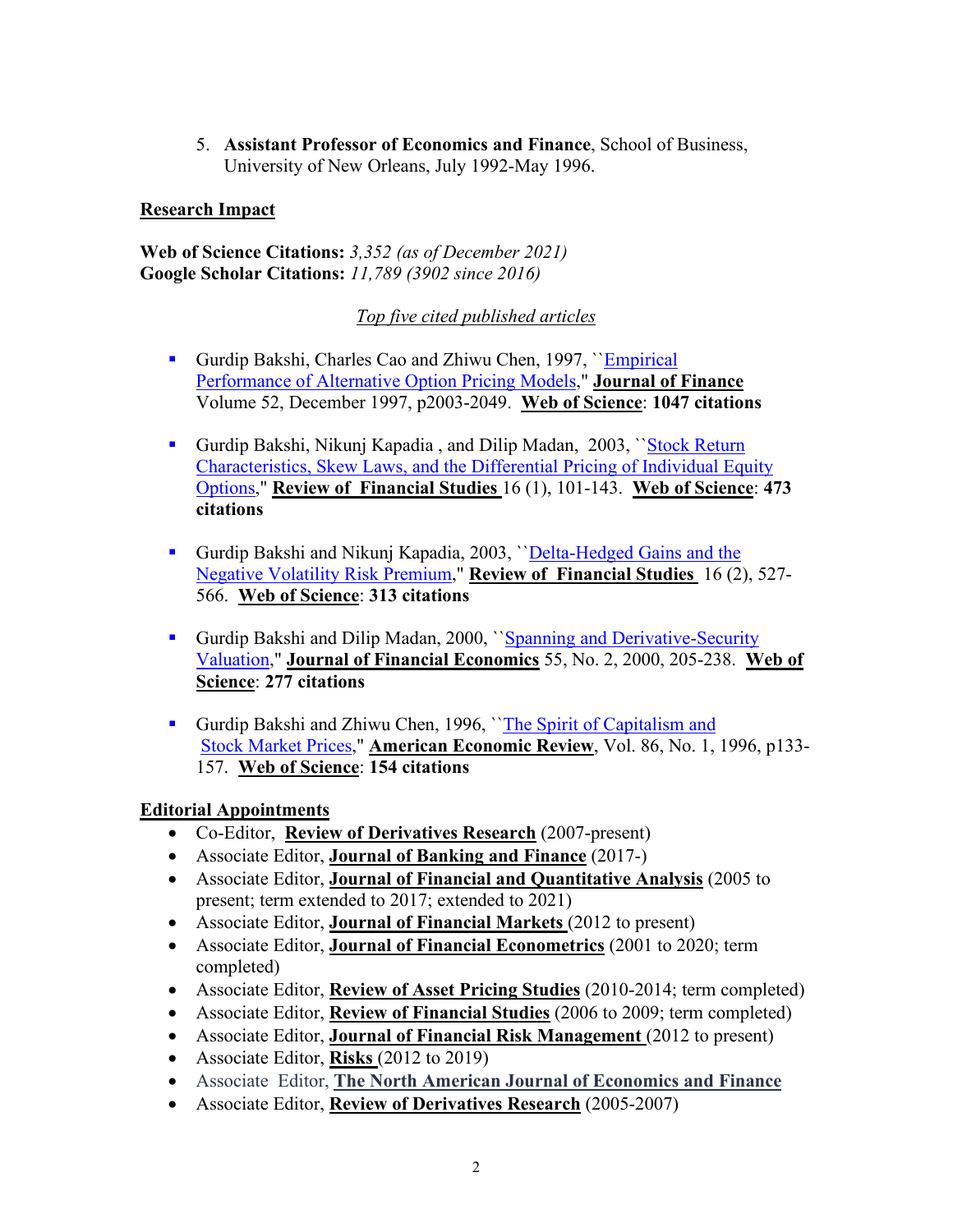5. **Assistant Professor of Economics and Finance**, School of Business, University of New Orleans, July 1992-May 1996.

## Research Impact

**Web of Science Citations:** *3,352 (as of December 2021)*
**Google Scholar Citations:** *11,789 (3902 since 2016)*

*Top five cited published articles*

- Gurdip Bakshi, Charles Cao and Zhiwu Chen, 1997, ``Empirical Performance of Alternative Option Pricing Models,'' **Journal of Finance** Volume 52, December 1997, p2003-2049. **Web of Science**: **1047 citations**

- Gurdip Bakshi, Nikunj Kapadia , and Dilip Madan, 2003, ``Stock Return Characteristics, Skew Laws, and the Differential Pricing of Individual Equity Options,'' **Review of Financial Studies** 16 (1), 101-143. **Web of Science**: **473 citations**

- Gurdip Bakshi and Nikunj Kapadia, 2003, ``Delta-Hedged Gains and the Negative Volatility Risk Premium,'' **Review of Financial Studies** 16 (2), 527-566. **Web of Science**: **313 citations**

- Gurdip Bakshi and Dilip Madan, 2000, ``Spanning and Derivative-Security Valuation,'' **Journal of Financial Economics** 55, No. 2, 2000, 205-238. **Web of Science**: **277 citations**

- Gurdip Bakshi and Zhiwu Chen, 1996, ``The Spirit of Capitalism and Stock Market Prices,'' **American Economic Review**, Vol. 86, No. 1, 1996, p133-157. **Web of Science**: **154 citations**

## Editorial Appointments

- Co-Editor, **Review of Derivatives Research** (2007-present)
- Associate Editor, **Journal of Banking and Finance** (2017-)
- Associate Editor, **Journal of Financial and Quantitative Analysis** (2005 to present; term extended to 2017; extended to 2021)
- Associate Editor, **Journal of Financial Markets** (2012 to present)
- Associate Editor, **Journal of Financial Econometrics** (2001 to 2020; term completed)
- Associate Editor, **Review of Asset Pricing Studies** (2010-2014; term completed)
- Associate Editor, **Review of Financial Studies** (2006 to 2009; term completed)
- Associate Editor, **Journal of Financial Risk Management** (2012 to present)
- Associate Editor, **Risks** (2012 to 2019)
- Associate Editor, **The North American Journal of Economics and Finance**
- Associate Editor, **Review of Derivatives Research** (2005-2007)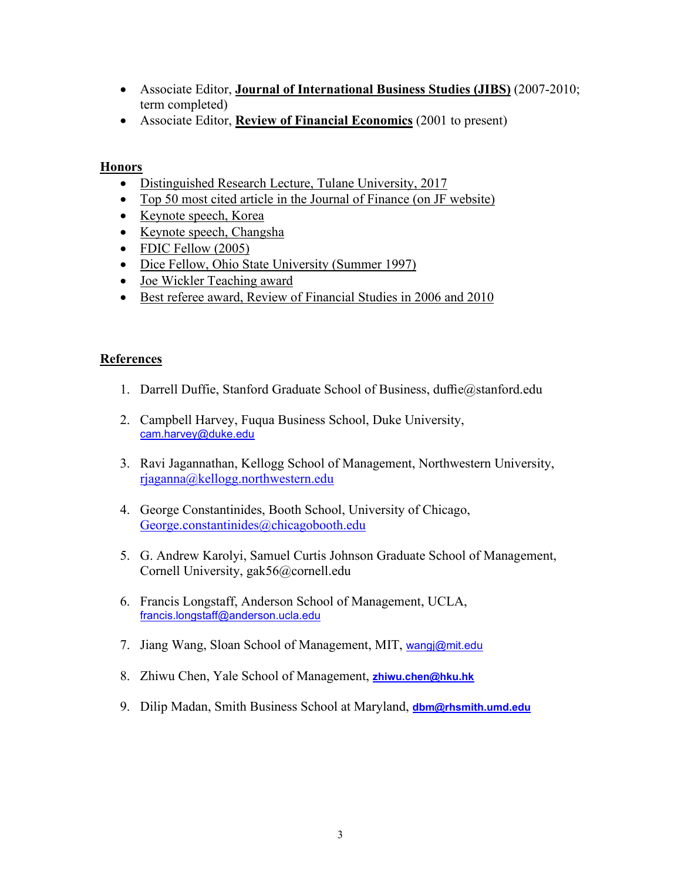- Associate Editor, **Journal of International Business Studies (JIBS)** (2007-2010; term completed)
- Associate Editor, **Review of Financial Economics** (2001 to present)

## Honors

- Distinguished Research Lecture, Tulane University, 2017
- Top 50 most cited article in the Journal of Finance (on JF website)
- Keynote speech, Korea
- Keynote speech, Changsha
- FDIC Fellow (2005)
- Dice Fellow, Ohio State University (Summer 1997)
- Joe Wickler Teaching award
- Best referee award, Review of Financial Studies in 2006 and 2010

## References

1. Darrell Duffie, Stanford Graduate School of Business, duffie@stanford.edu

2. Campbell Harvey, Fuqua Business School, Duke University, cam.harvey@duke.edu

3. Ravi Jagannathan, Kellogg School of Management, Northwestern University, rjaganna@kellogg.northwestern.edu

4. George Constantinides, Booth School, University of Chicago, George.constantinides@chicagobooth.edu

5. G. Andrew Karolyi, Samuel Curtis Johnson Graduate School of Management, Cornell University, gak56@cornell.edu

6. Francis Longstaff, Anderson School of Management, UCLA, francis.longstaff@anderson.ucla.edu

7. Jiang Wang, Sloan School of Management, MIT, wangj@mit.edu

8. Zhiwu Chen, Yale School of Management, **zhiwu.chen@hku.hk**

9. Dilip Madan, Smith Business School at Maryland, **dbm@rhsmith.umd.edu**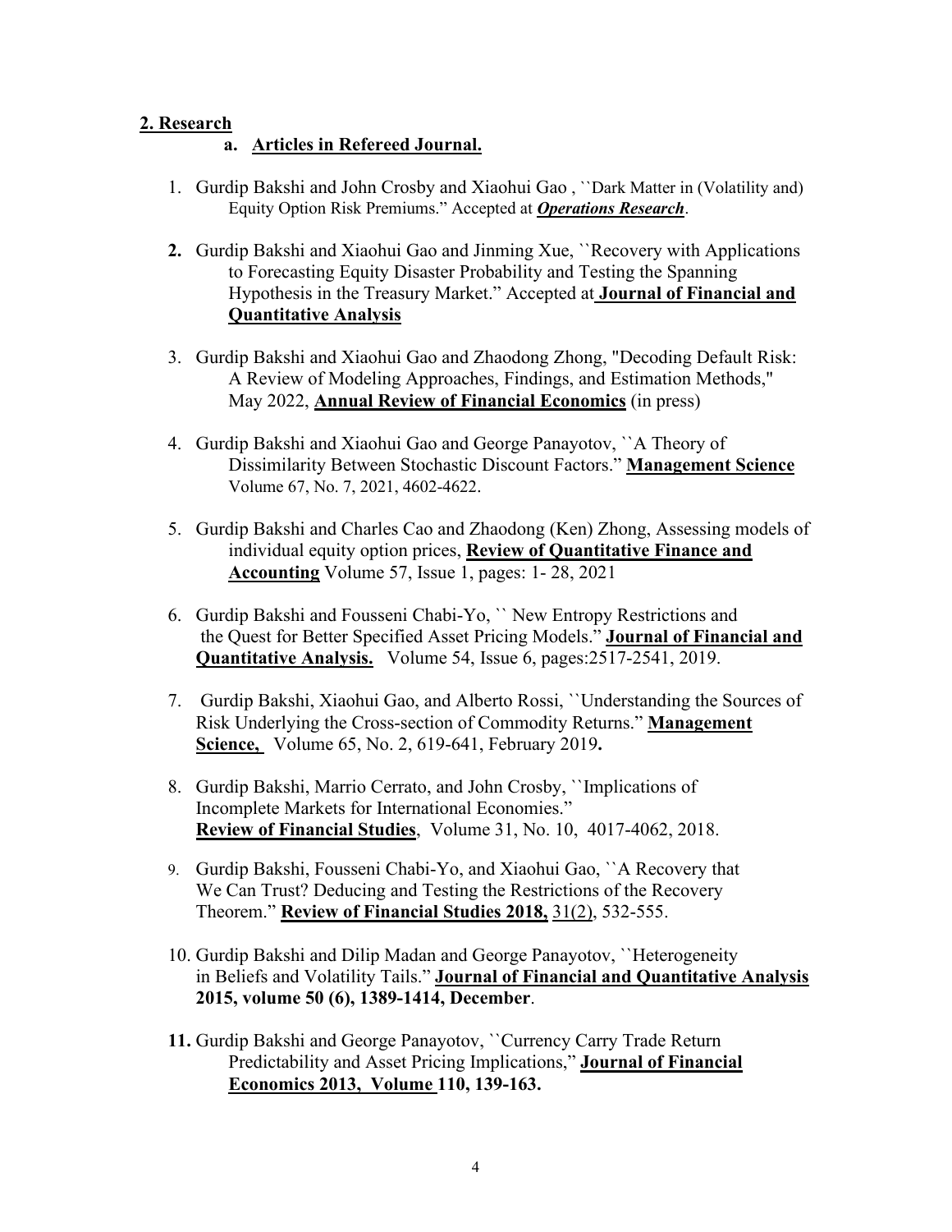## 2. Research

### a. Articles in Refereed Journal.

1. Gurdip Bakshi and John Crosby and Xiaohui Gao , ``Dark Matter in (Volatility and) Equity Option Risk Premiums." Accepted at ***Operations Research***.

2. Gurdip Bakshi and Xiaohui Gao and Jinming Xue, ``Recovery with Applications to Forecasting Equity Disaster Probability and Testing the Spanning Hypothesis in the Treasury Market." Accepted at **Journal of Financial and Quantitative Analysis**

3. Gurdip Bakshi and Xiaohui Gao and Zhaodong Zhong, "Decoding Default Risk: A Review of Modeling Approaches, Findings, and Estimation Methods," May 2022, **Annual Review of Financial Economics** (in press)

4. Gurdip Bakshi and Xiaohui Gao and George Panayotov, ``A Theory of Dissimilarity Between Stochastic Discount Factors." **Management Science** Volume 67, No. 7, 2021, 4602-4622.

5. Gurdip Bakshi and Charles Cao and Zhaodong (Ken) Zhong, Assessing models of individual equity option prices, **Review of Quantitative Finance and Accounting** Volume 57, Issue 1, pages: 1- 28, 2021

6. Gurdip Bakshi and Fousseni Chabi-Yo, `` New Entropy Restrictions and the Quest for Better Specified Asset Pricing Models." **Journal of Financial and Quantitative Analysis.** Volume 54, Issue 6, pages:2517-2541, 2019.

7. Gurdip Bakshi, Xiaohui Gao, and Alberto Rossi, ``Understanding the Sources of Risk Underlying the Cross-section of Commodity Returns." **Management Science,** Volume 65, No. 2, 619-641, February 2019**.**

8. Gurdip Bakshi, Marrio Cerrato, and John Crosby, ``Implications of Incomplete Markets for International Economies." **Review of Financial Studies**, Volume 31, No. 10, 4017-4062, 2018.

9. Gurdip Bakshi, Fousseni Chabi-Yo, and Xiaohui Gao, ``A Recovery that We Can Trust? Deducing and Testing the Restrictions of the Recovery Theorem." **Review of Financial Studies 2018,** 31(2), 532-555.

10. Gurdip Bakshi and Dilip Madan and George Panayotov, ``Heterogeneity in Beliefs and Volatility Tails." **Journal of Financial and Quantitative Analysis 2015, volume 50 (6), 1389-1414, December**.

11. Gurdip Bakshi and George Panayotov, ``Currency Carry Trade Return Predictability and Asset Pricing Implications," **Journal of Financial Economics 2013, Volume 110, 139-163.**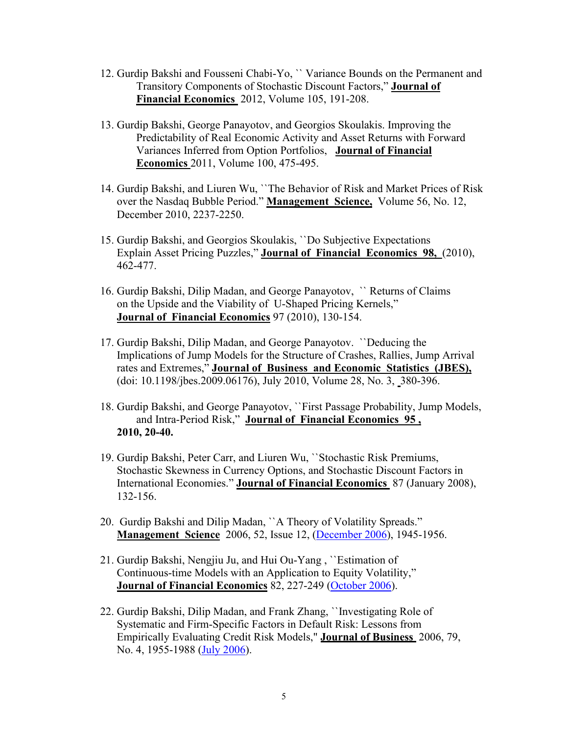12. Gurdip Bakshi and Fousseni Chabi-Yo, `` Variance Bounds on the Permanent and Transitory Components of Stochastic Discount Factors," **Journal of Financial Economics** 2012, Volume 105, 191-208.

13. Gurdip Bakshi, George Panayotov, and Georgios Skoulakis. Improving the Predictability of Real Economic Activity and Asset Returns with Forward Variances Inferred from Option Portfolios, **Journal of Financial Economics** 2011, Volume 100, 475-495.

14. Gurdip Bakshi, and Liuren Wu, ``The Behavior of Risk and Market Prices of Risk over the Nasdaq Bubble Period." **Management Science,** Volume 56, No. 12, December 2010, 2237-2250.

15. Gurdip Bakshi, and Georgios Skoulakis, ``Do Subjective Expectations Explain Asset Pricing Puzzles," **Journal of Financial Economics 98,** (2010), 462-477.

16. Gurdip Bakshi, Dilip Madan, and George Panayotov, `` Returns of Claims on the Upside and the Viability of U-Shaped Pricing Kernels," **Journal of Financial Economics** 97 (2010), 130-154.

17. Gurdip Bakshi, Dilip Madan, and George Panayotov. ``Deducing the Implications of Jump Models for the Structure of Crashes, Rallies, Jump Arrival rates and Extremes," **Journal of Business and Economic Statistics (JBES),** (doi: 10.1198/jbes.2009.06176), July 2010, Volume 28, No. 3, 380-396.

18. Gurdip Bakshi, and George Panayotov, ``First Passage Probability, Jump Models, and Intra-Period Risk," **Journal of Financial Economics 95 , 2010, 20-40.**

19. Gurdip Bakshi, Peter Carr, and Liuren Wu, ``Stochastic Risk Premiums, Stochastic Skewness in Currency Options, and Stochastic Discount Factors in International Economies." **Journal of Financial Economics** 87 (January 2008), 132-156.

20. Gurdip Bakshi and Dilip Madan, ``A Theory of Volatility Spreads." **Management Science** 2006, 52, Issue 12, (December 2006), 1945-1956.

21. Gurdip Bakshi, Nengjiu Ju, and Hui Ou-Yang , ``Estimation of Continuous-time Models with an Application to Equity Volatility," **Journal of Financial Economics** 82, 227-249 (October 2006).

22. Gurdip Bakshi, Dilip Madan, and Frank Zhang, ``Investigating Role of Systematic and Firm-Specific Factors in Default Risk: Lessons from Empirically Evaluating Credit Risk Models," **Journal of Business** 2006, 79, No. 4, 1955-1988 (July 2006).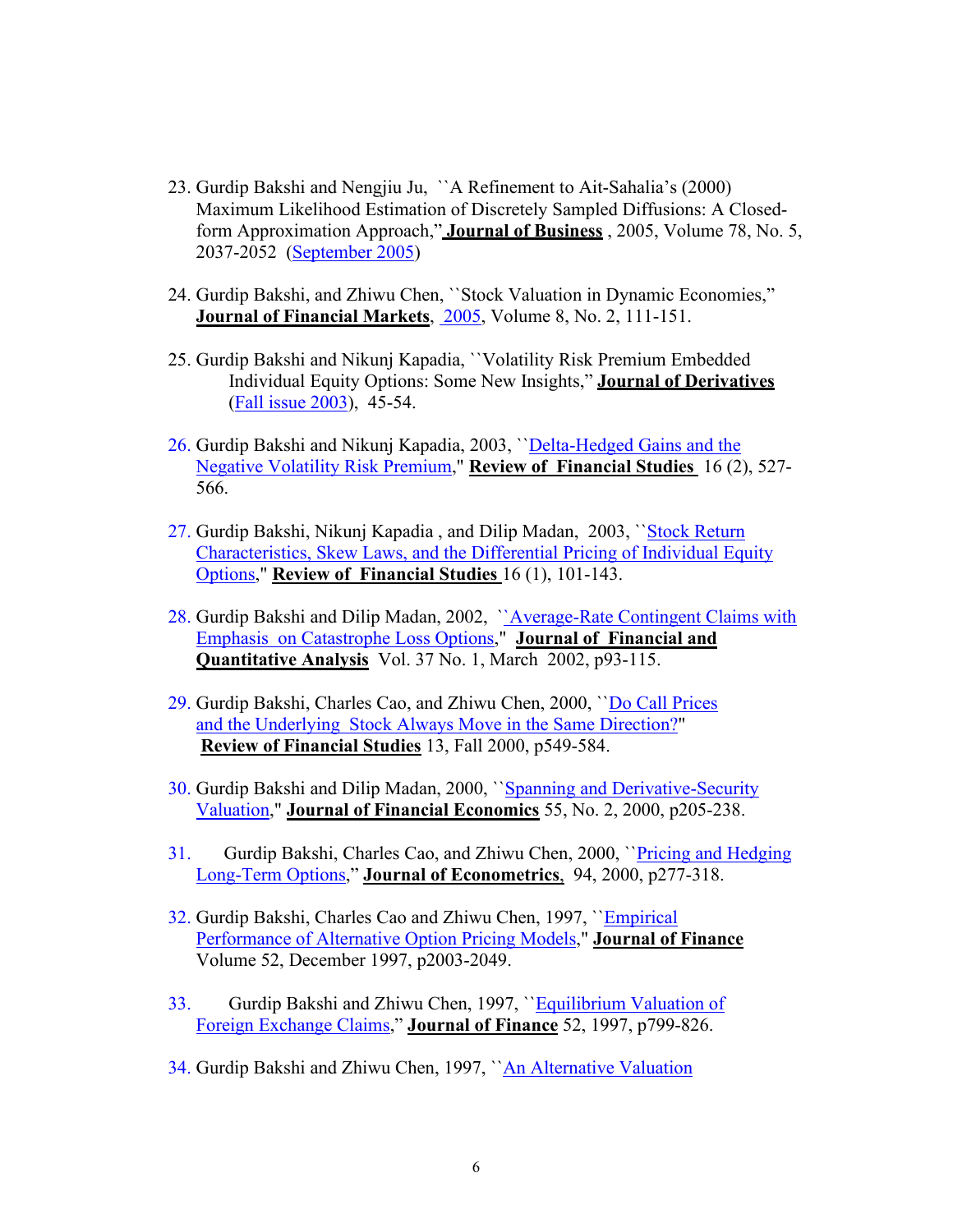23. Gurdip Bakshi and Nengjiu Ju, ``A Refinement to Ait-Sahalia's (2000) Maximum Likelihood Estimation of Discretely Sampled Diffusions: A Closed-form Approximation Approach," **Journal of Business** , 2005, Volume 78, No. 5, 2037-2052 (September 2005)

24. Gurdip Bakshi, and Zhiwu Chen, ``Stock Valuation in Dynamic Economies," **Journal of Financial Markets**, 2005, Volume 8, No. 2, 111-151.

25. Gurdip Bakshi and Nikunj Kapadia, ``Volatility Risk Premium Embedded Individual Equity Options: Some New Insights," **Journal of Derivatives** (Fall issue 2003), 45-54.

26. Gurdip Bakshi and Nikunj Kapadia, 2003, ``Delta-Hedged Gains and the Negative Volatility Risk Premium," **Review of Financial Studies** 16 (2), 527-566.

27. Gurdip Bakshi, Nikunj Kapadia , and Dilip Madan, 2003, ``Stock Return Characteristics, Skew Laws, and the Differential Pricing of Individual Equity Options," **Review of Financial Studies** 16 (1), 101-143.

28. Gurdip Bakshi and Dilip Madan, 2002, ``Average-Rate Contingent Claims with Emphasis on Catastrophe Loss Options," **Journal of Financial and Quantitative Analysis** Vol. 37 No. 1, March 2002, p93-115.

29. Gurdip Bakshi, Charles Cao, and Zhiwu Chen, 2000, ``Do Call Prices and the Underlying Stock Always Move in the Same Direction?" **Review of Financial Studies** 13, Fall 2000, p549-584.

30. Gurdip Bakshi and Dilip Madan, 2000, ``Spanning and Derivative-Security Valuation," **Journal of Financial Economics** 55, No. 2, 2000, p205-238.

31. Gurdip Bakshi, Charles Cao, and Zhiwu Chen, 2000, ``Pricing and Hedging Long-Term Options," **Journal of Econometrics**, 94, 2000, p277-318.

32. Gurdip Bakshi, Charles Cao and Zhiwu Chen, 1997, ``Empirical Performance of Alternative Option Pricing Models," **Journal of Finance** Volume 52, December 1997, p2003-2049.

33. Gurdip Bakshi and Zhiwu Chen, 1997, ``Equilibrium Valuation of Foreign Exchange Claims," **Journal of Finance** 52, 1997, p799-826.

34. Gurdip Bakshi and Zhiwu Chen, 1997, ``An Alternative Valuation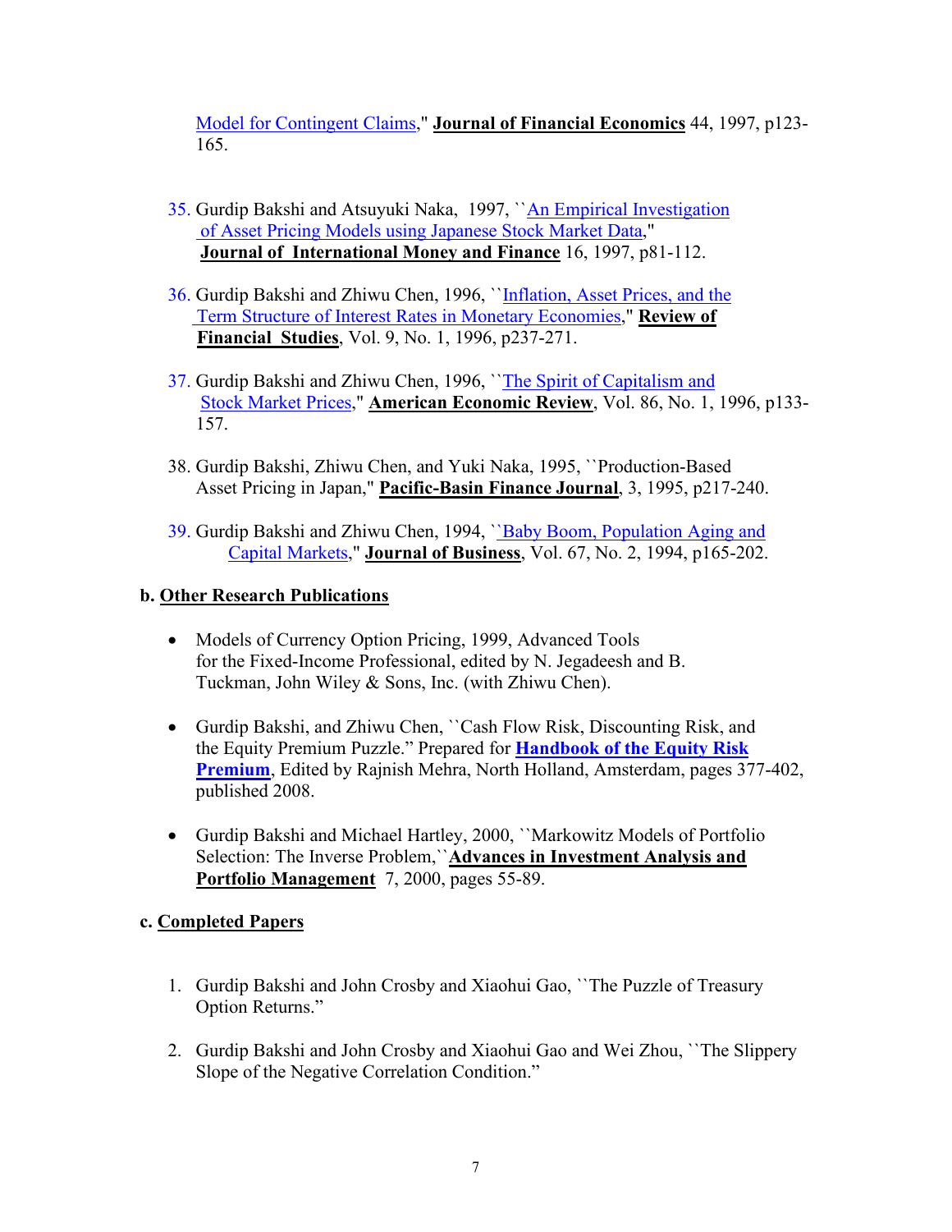Model for Contingent Claims," **Journal of Financial Economics** 44, 1997, p123-165.

35. Gurdip Bakshi and Atsuyuki Naka, 1997, ``An Empirical Investigation of Asset Pricing Models using Japanese Stock Market Data," **Journal of International Money and Finance** 16, 1997, p81-112.

36. Gurdip Bakshi and Zhiwu Chen, 1996, ``Inflation, Asset Prices, and the Term Structure of Interest Rates in Monetary Economies," **Review of Financial Studies**, Vol. 9, No. 1, 1996, p237-271.

37. Gurdip Bakshi and Zhiwu Chen, 1996, ``The Spirit of Capitalism and Stock Market Prices," **American Economic Review**, Vol. 86, No. 1, 1996, p133-157.

38. Gurdip Bakshi, Zhiwu Chen, and Yuki Naka, 1995, ``Production-Based Asset Pricing in Japan," **Pacific-Basin Finance Journal**, 3, 1995, p217-240.

39. Gurdip Bakshi and Zhiwu Chen, 1994, ``Baby Boom, Population Aging and Capital Markets," **Journal of Business**, Vol. 67, No. 2, 1994, p165-202.

**b. Other Research Publications**

- Models of Currency Option Pricing, 1999, Advanced Tools for the Fixed-Income Professional, edited by N. Jegadeesh and B. Tuckman, John Wiley & Sons, Inc. (with Zhiwu Chen).

- Gurdip Bakshi, and Zhiwu Chen, ``Cash Flow Risk, Discounting Risk, and the Equity Premium Puzzle." Prepared for **Handbook of the Equity Risk Premium**, Edited by Rajnish Mehra, North Holland, Amsterdam, pages 377-402, published 2008.

- Gurdip Bakshi and Michael Hartley, 2000, ``Markowitz Models of Portfolio Selection: The Inverse Problem,``**Advances in Investment Analysis and Portfolio Management** 7, 2000, pages 55-89.

**c. Completed Papers**

1. Gurdip Bakshi and John Crosby and Xiaohui Gao, ``The Puzzle of Treasury Option Returns."

2. Gurdip Bakshi and John Crosby and Xiaohui Gao and Wei Zhou, ``The Slippery Slope of the Negative Correlation Condition."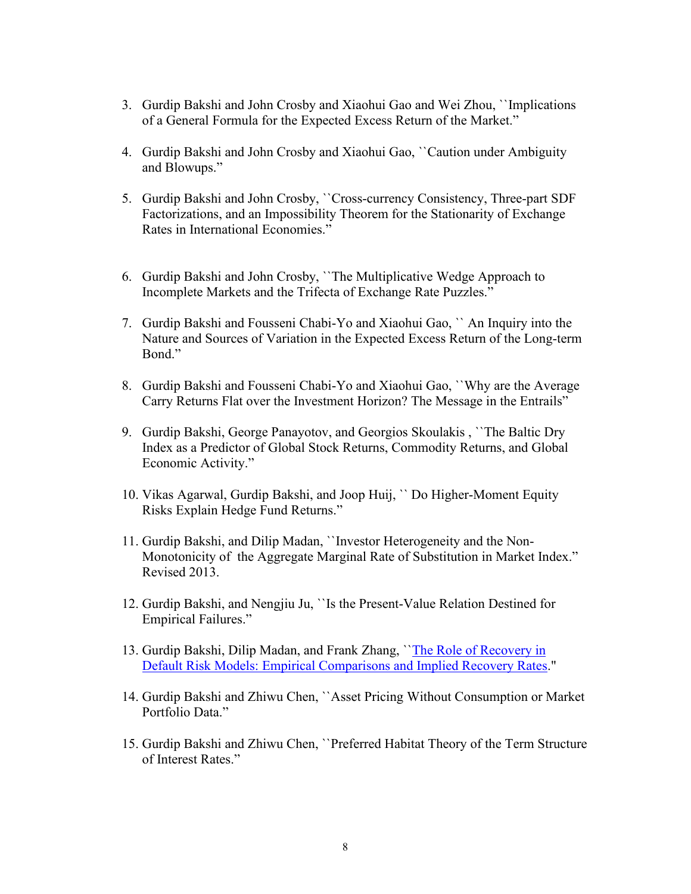3. Gurdip Bakshi and John Crosby and Xiaohui Gao and Wei Zhou, ``Implications of a General Formula for the Expected Excess Return of the Market."

4. Gurdip Bakshi and John Crosby and Xiaohui Gao, ``Caution under Ambiguity and Blowups."

5. Gurdip Bakshi and John Crosby, ``Cross-currency Consistency, Three-part SDF Factorizations, and an Impossibility Theorem for the Stationarity of Exchange Rates in International Economies."

6. Gurdip Bakshi and John Crosby, ``The Multiplicative Wedge Approach to Incomplete Markets and the Trifecta of Exchange Rate Puzzles."

7. Gurdip Bakshi and Fousseni Chabi-Yo and Xiaohui Gao, `` An Inquiry into the Nature and Sources of Variation in the Expected Excess Return of the Long-term Bond."

8. Gurdip Bakshi and Fousseni Chabi-Yo and Xiaohui Gao, ``Why are the Average Carry Returns Flat over the Investment Horizon? The Message in the Entrails"

9. Gurdip Bakshi, George Panayotov, and Georgios Skoulakis , ``The Baltic Dry Index as a Predictor of Global Stock Returns, Commodity Returns, and Global Economic Activity."

10. Vikas Agarwal, Gurdip Bakshi, and Joop Huij, `` Do Higher-Moment Equity Risks Explain Hedge Fund Returns."

11. Gurdip Bakshi, and Dilip Madan, ``Investor Heterogeneity and the Non-Monotonicity of the Aggregate Marginal Rate of Substitution in Market Index." Revised 2013.

12. Gurdip Bakshi, and Nengjiu Ju, ``Is the Present-Value Relation Destined for Empirical Failures."

13. Gurdip Bakshi, Dilip Madan, and Frank Zhang, ``The Role of Recovery in Default Risk Models: Empirical Comparisons and Implied Recovery Rates."

14. Gurdip Bakshi and Zhiwu Chen, ``Asset Pricing Without Consumption or Market Portfolio Data."

15. Gurdip Bakshi and Zhiwu Chen, ``Preferred Habitat Theory of the Term Structure of Interest Rates."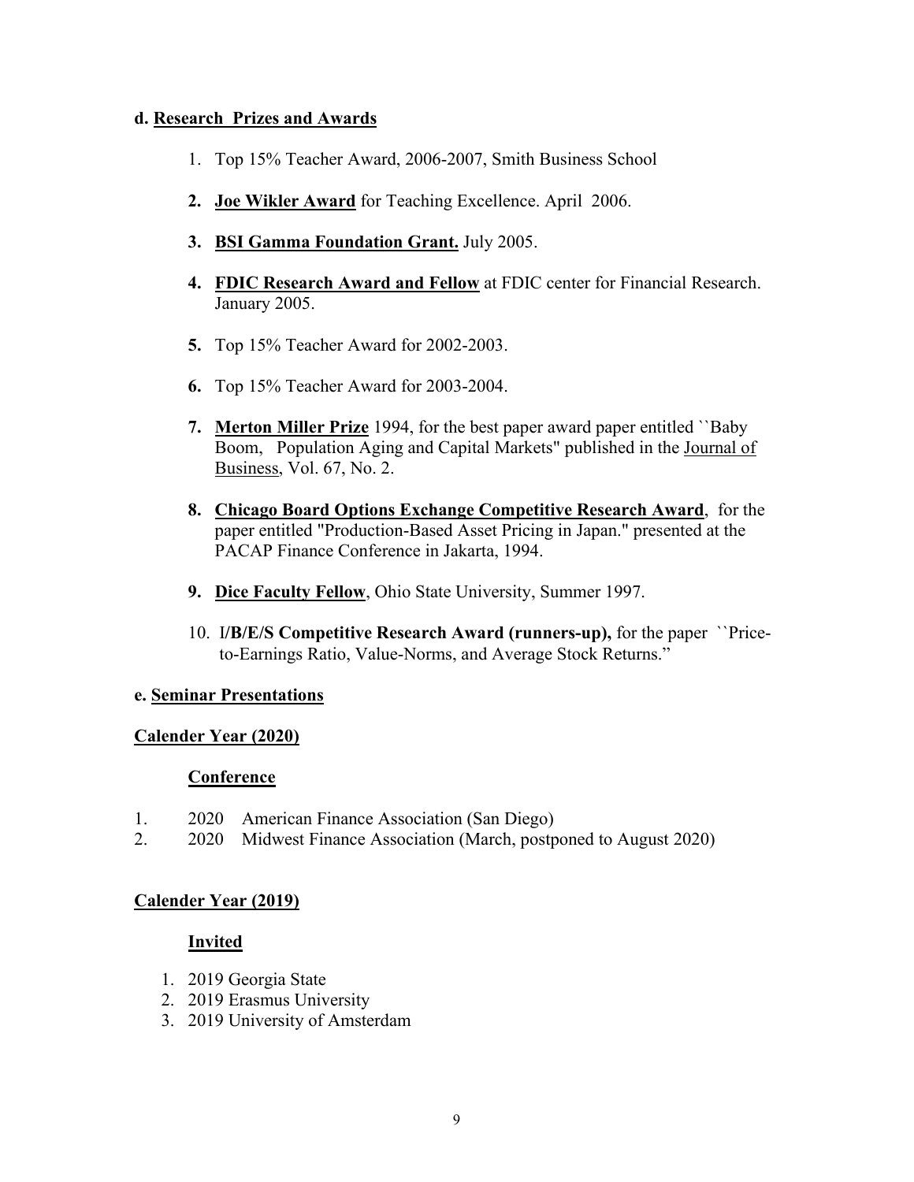**d. Research Prizes and Awards**

1. Top 15% Teacher Award, 2006-2007, Smith Business School
2. **Joe Wikler Award** for Teaching Excellence. April 2006.
3. **BSI Gamma Foundation Grant.** July 2005.
4. **FDIC Research Award and Fellow** at FDIC center for Financial Research. January 2005.
5. Top 15% Teacher Award for 2002-2003.
6. Top 15% Teacher Award for 2003-2004.
7. **Merton Miller Prize** 1994, for the best paper award paper entitled ``Baby Boom, Population Aging and Capital Markets" published in the Journal of Business, Vol. 67, No. 2.
8. **Chicago Board Options Exchange Competitive Research Award**, for the paper entitled "Production-Based Asset Pricing in Japan." presented at the PACAP Finance Conference in Jakarta, 1994.
9. **Dice Faculty Fellow**, Ohio State University, Summer 1997.
10. I/**B/E/S Competitive Research Award (runners-up),** for the paper ``Price-to-Earnings Ratio, Value-Norms, and Average Stock Returns."

**e. Seminar Presentations**

**Calender Year (2020)**

**Conference**

1. 2020 American Finance Association (San Diego)
2. 2020 Midwest Finance Association (March, postponed to August 2020)

**Calender Year (2019)**

**Invited**

1. 2019 Georgia State
2. 2019 Erasmus University
3. 2019 University of Amsterdam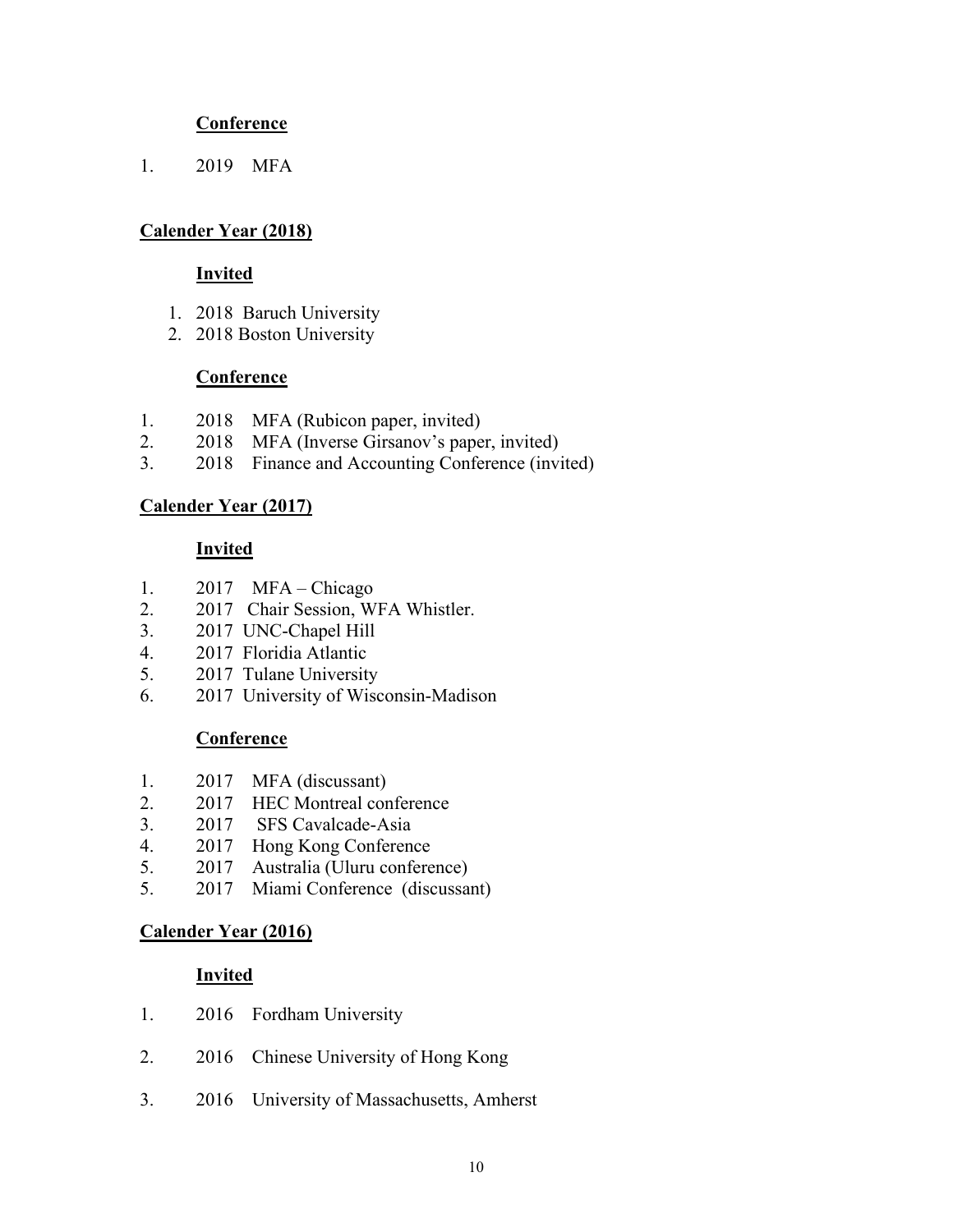### Conference

1. 2019 MFA

## Calender Year (2018)

### Invited

1. 2018 Baruch University
2. 2018 Boston University

### Conference

1. 2018 MFA (Rubicon paper, invited)
2. 2018 MFA (Inverse Girsanov's paper, invited)
3. 2018 Finance and Accounting Conference (invited)

## Calender Year (2017)

### Invited

1. 2017 MFA – Chicago
2. 2017 Chair Session, WFA Whistler.
3. 2017 UNC-Chapel Hill
4. 2017 Floridia Atlantic
5. 2017 Tulane University
6. 2017 University of Wisconsin-Madison

### Conference

1. 2017 MFA (discussant)
2. 2017 HEC Montreal conference
3. 2017 SFS Cavalcade-Asia
4. 2017 Hong Kong Conference
5. 2017 Australia (Uluru conference)
5. 2017 Miami Conference (discussant)

## Calender Year (2016)

### Invited

1. 2016 Fordham University
2. 2016 Chinese University of Hong Kong
3. 2016 University of Massachusetts, Amherst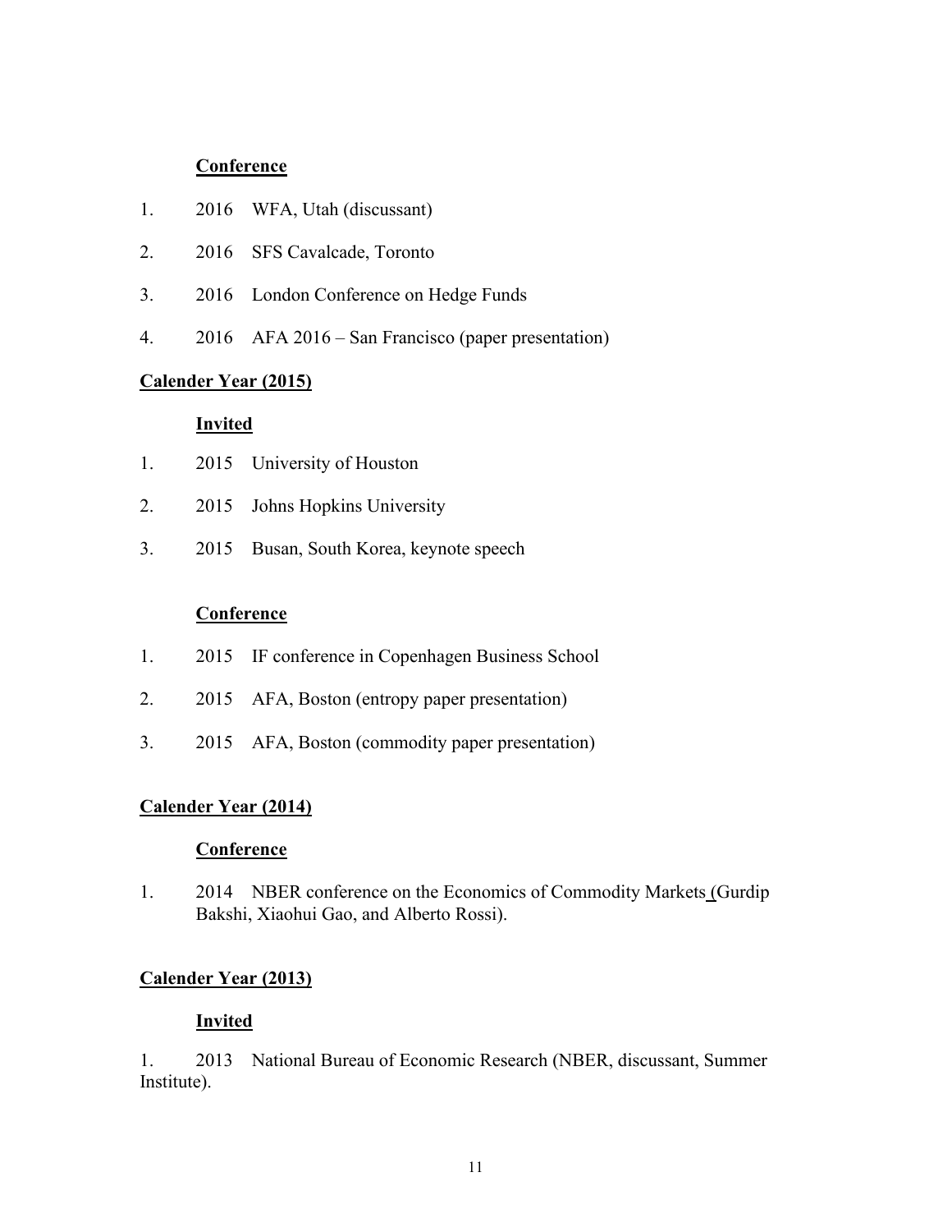**Conference**

1. 2016 WFA, Utah (discussant)
2. 2016 SFS Cavalcade, Toronto
3. 2016 London Conference on Hedge Funds
4. 2016 AFA 2016 – San Francisco (paper presentation)

**Calender Year (2015)**

**Invited**

1. 2015 University of Houston
2. 2015 Johns Hopkins University
3. 2015 Busan, South Korea, keynote speech

**Conference**

1. 2015 IF conference in Copenhagen Business School
2. 2015 AFA, Boston (entropy paper presentation)
3. 2015 AFA, Boston (commodity paper presentation)

**Calender Year (2014)**

**Conference**

1. 2014 NBER conference on the Economics of Commodity Markets (Gurdip Bakshi, Xiaohui Gao, and Alberto Rossi).

**Calender Year (2013)**

**Invited**

1. 2013 National Bureau of Economic Research (NBER, discussant, Summer Institute).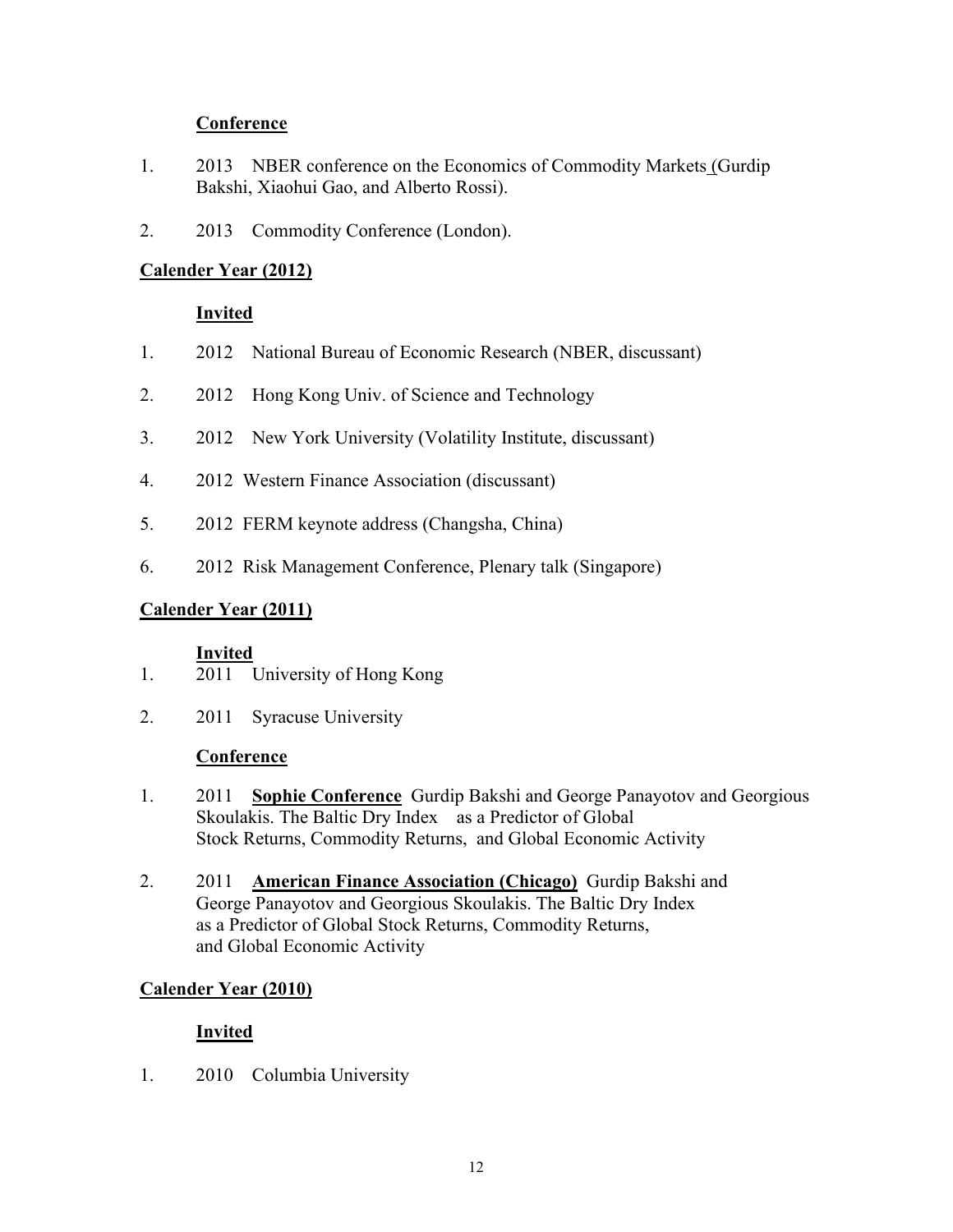**Conference**

1. 2013 NBER conference on the Economics of Commodity Markets (Gurdip Bakshi, Xiaohui Gao, and Alberto Rossi).
2. 2013 Commodity Conference (London).

## Calender Year (2012)

**Invited**

1. 2012 National Bureau of Economic Research (NBER, discussant)
2. 2012 Hong Kong Univ. of Science and Technology
3. 2012 New York University (Volatility Institute, discussant)
4. 2012 Western Finance Association (discussant)
5. 2012 FERM keynote address (Changsha, China)
6. 2012 Risk Management Conference, Plenary talk (Singapore)

## Calender Year (2011)

**Invited**

1. 2011 University of Hong Kong
2. 2011 Syracuse University

**Conference**

1. 2011 **Sophie Conference** Gurdip Bakshi and George Panayotov and Georgious Skoulakis. The Baltic Dry Index as a Predictor of Global Stock Returns, Commodity Returns, and Global Economic Activity
2. 2011 **American Finance Association (Chicago)** Gurdip Bakshi and George Panayotov and Georgious Skoulakis. The Baltic Dry Index as a Predictor of Global Stock Returns, Commodity Returns, and Global Economic Activity

## Calender Year (2010)

**Invited**

1. 2010 Columbia University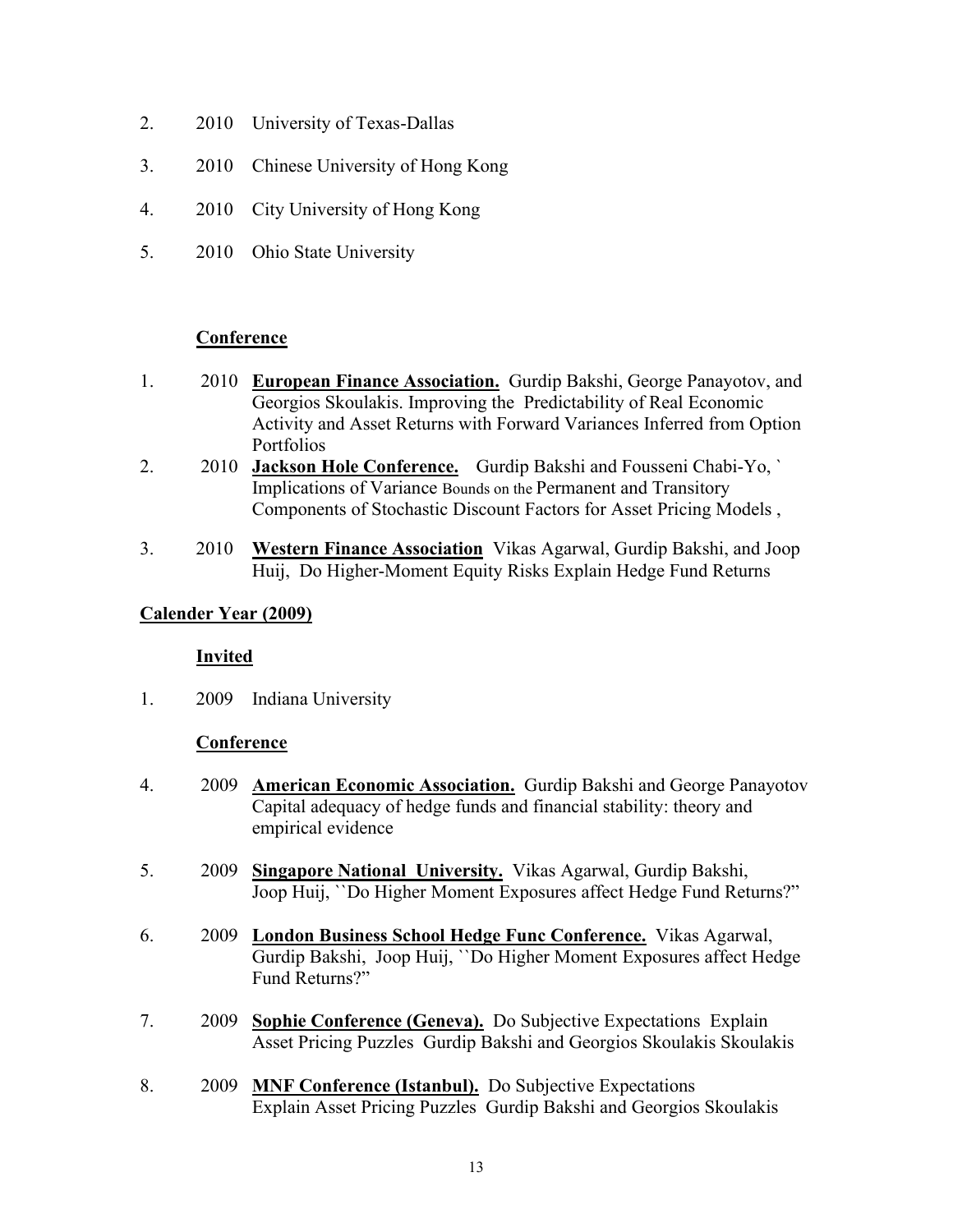2. 2010 University of Texas-Dallas

3. 2010 Chinese University of Hong Kong

4. 2010 City University of Hong Kong

5. 2010 Ohio State University

**Conference**

1. 2010 **European Finance Association.** Gurdip Bakshi, George Panayotov, and Georgios Skoulakis. Improving the Predictability of Real Economic Activity and Asset Returns with Forward Variances Inferred from Option Portfolios
2. 2010 **Jackson Hole Conference.** Gurdip Bakshi and Fousseni Chabi-Yo, ` Implications of Variance Bounds on the Permanent and Transitory Components of Stochastic Discount Factors for Asset Pricing Models ,

3. 2010 **Western Finance Association** Vikas Agarwal, Gurdip Bakshi, and Joop Huij, Do Higher-Moment Equity Risks Explain Hedge Fund Returns

**Calender Year (2009)**

**Invited**

1. 2009 Indiana University

**Conference**

4. 2009 **American Economic Association.** Gurdip Bakshi and George Panayotov Capital adequacy of hedge funds and financial stability: theory and empirical evidence

5. 2009 **Singapore National University.** Vikas Agarwal, Gurdip Bakshi, Joop Huij, ``Do Higher Moment Exposures affect Hedge Fund Returns?"

6. 2009 **London Business School Hedge Func Conference.** Vikas Agarwal, Gurdip Bakshi, Joop Huij, ``Do Higher Moment Exposures affect Hedge Fund Returns?"

7. 2009 **Sophie Conference (Geneva).** Do Subjective Expectations Explain Asset Pricing Puzzles Gurdip Bakshi and Georgios Skoulakis Skoulakis

8. 2009 **MNF Conference (Istanbul).** Do Subjective Expectations Explain Asset Pricing Puzzles Gurdip Bakshi and Georgios Skoulakis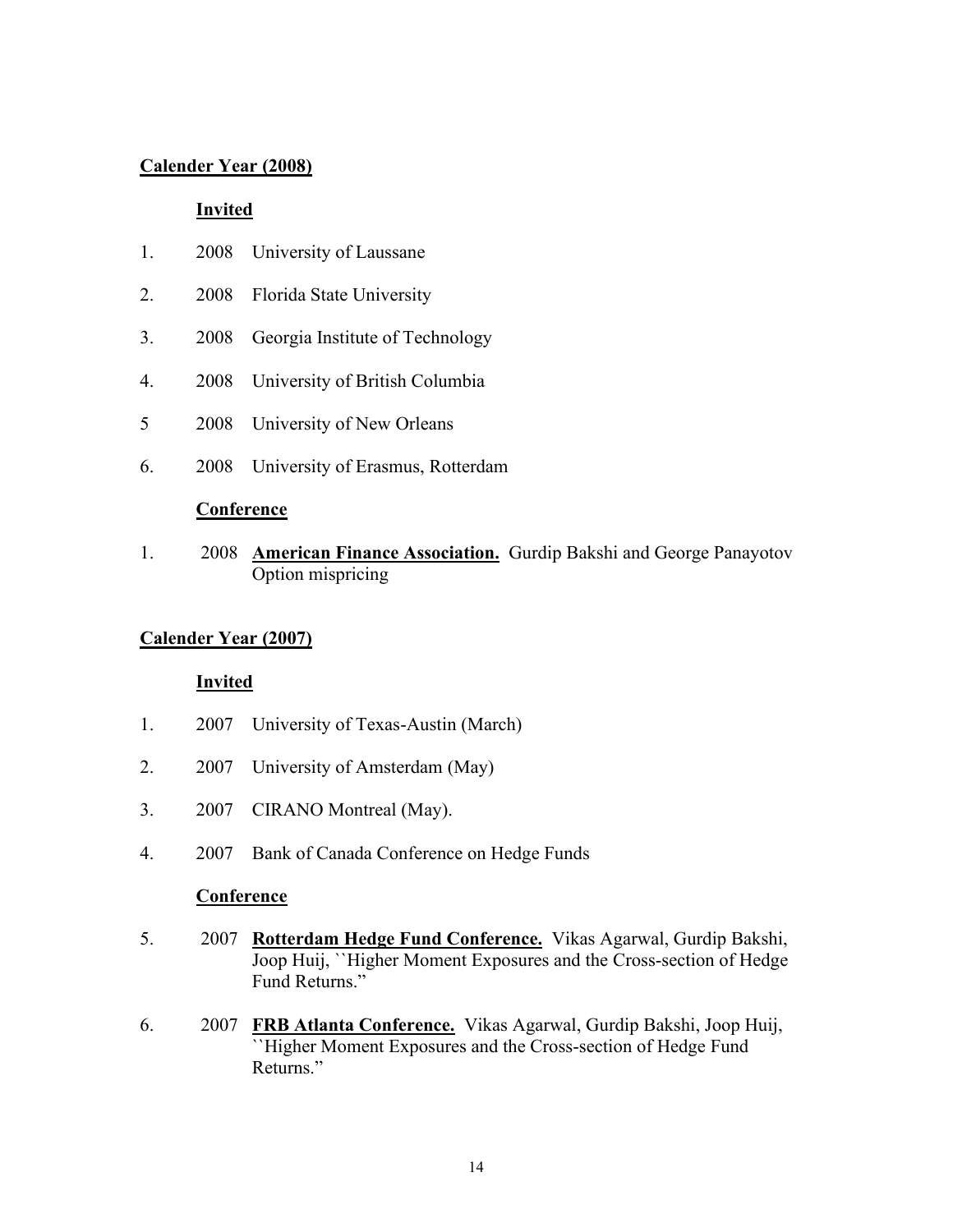**Calender Year (2008)**

**Invited**

1. 2008 University of Laussane
2. 2008 Florida State University
3. 2008 Georgia Institute of Technology
4. 2008 University of British Columbia
5 2008 University of New Orleans
6. 2008 University of Erasmus, Rotterdam

**Conference**

1. 2008 **American Finance Association.** Gurdip Bakshi and George Panayotov Option mispricing

**Calender Year (2007)**

**Invited**

1. 2007 University of Texas-Austin (March)
2. 2007 University of Amsterdam (May)
3. 2007 CIRANO Montreal (May).
4. 2007 Bank of Canada Conference on Hedge Funds

**Conference**

5. 2007 **Rotterdam Hedge Fund Conference.** Vikas Agarwal, Gurdip Bakshi, Joop Huij, ``Higher Moment Exposures and the Cross-section of Hedge Fund Returns."
6. 2007 **FRB Atlanta Conference.** Vikas Agarwal, Gurdip Bakshi, Joop Huij, ``Higher Moment Exposures and the Cross-section of Hedge Fund Returns."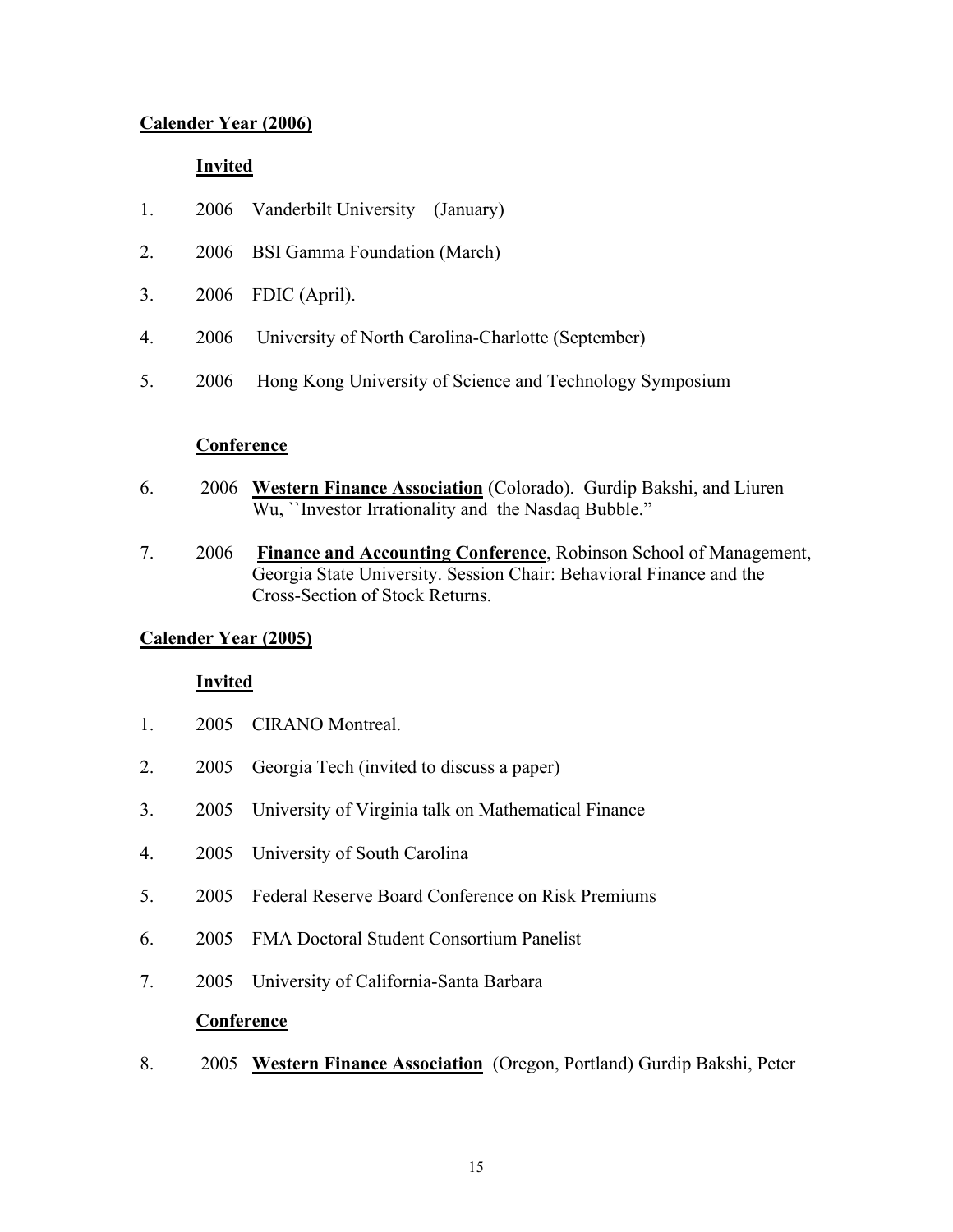**Calender Year (2006)**

**Invited**

1. 2006 Vanderbilt University (January)
2. 2006 BSI Gamma Foundation (March)
3. 2006 FDIC (April).
4. 2006 University of North Carolina-Charlotte (September)
5. 2006 Hong Kong University of Science and Technology Symposium

**Conference**

6. 2006 **Western Finance Association** (Colorado). Gurdip Bakshi, and Liuren Wu, ``Investor Irrationality and the Nasdaq Bubble."
7. 2006 **Finance and Accounting Conference**, Robinson School of Management, Georgia State University. Session Chair: Behavioral Finance and the Cross-Section of Stock Returns.

**Calender Year (2005)**

**Invited**

1. 2005 CIRANO Montreal.
2. 2005 Georgia Tech (invited to discuss a paper)
3. 2005 University of Virginia talk on Mathematical Finance
4. 2005 University of South Carolina
5. 2005 Federal Reserve Board Conference on Risk Premiums
6. 2005 FMA Doctoral Student Consortium Panelist
7. 2005 University of California-Santa Barbara

**Conference**

8. 2005 **Western Finance Association** (Oregon, Portland) Gurdip Bakshi, Peter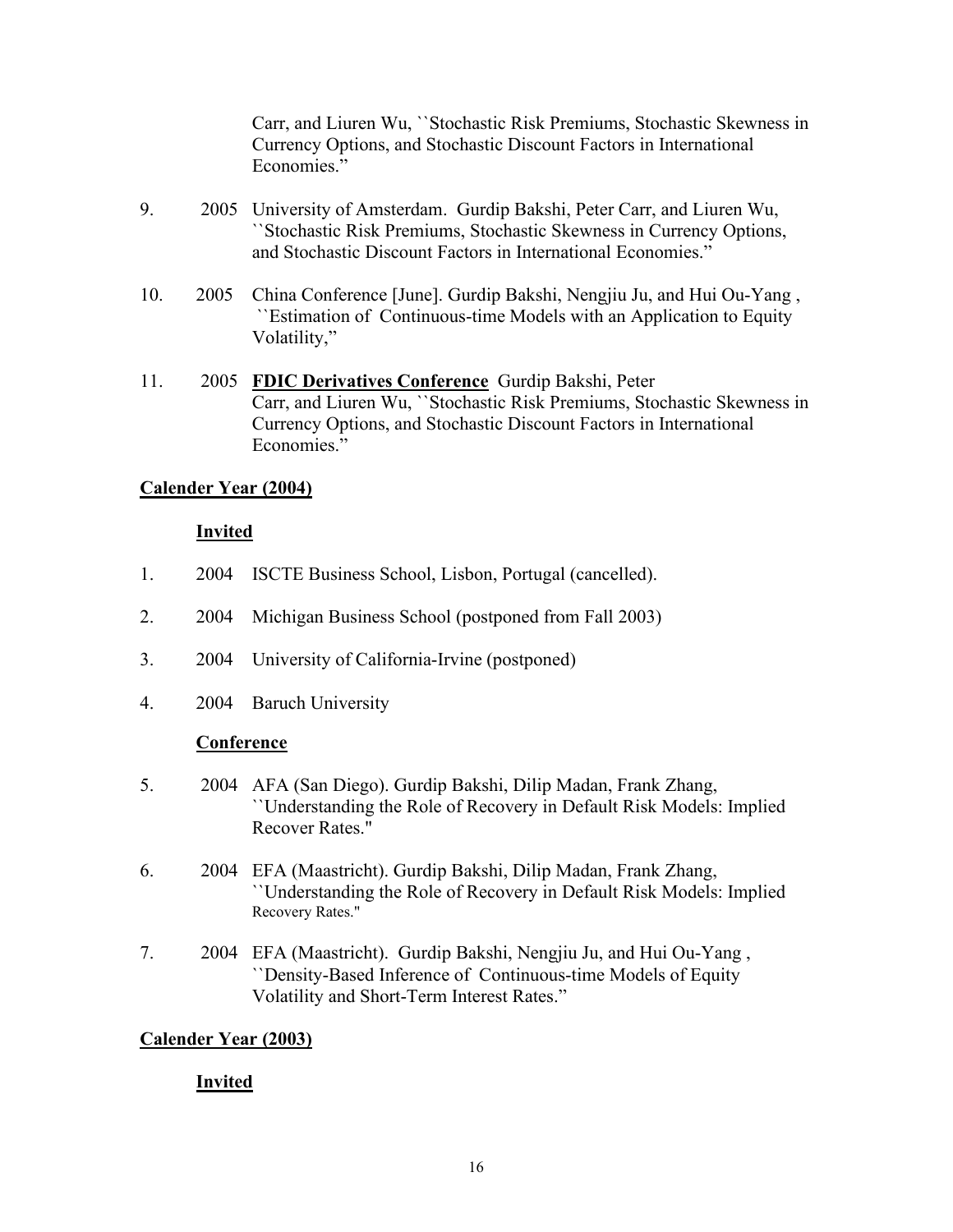Carr, and Liuren Wu, ``Stochastic Risk Premiums, Stochastic Skewness in Currency Options, and Stochastic Discount Factors in International Economies."

9. 2005 University of Amsterdam. Gurdip Bakshi, Peter Carr, and Liuren Wu, ``Stochastic Risk Premiums, Stochastic Skewness in Currency Options, and Stochastic Discount Factors in International Economies."

10. 2005 China Conference [June]. Gurdip Bakshi, Nengjiu Ju, and Hui Ou-Yang , ``Estimation of Continuous-time Models with an Application to Equity Volatility,"

11. 2005 **FDIC Derivatives Conference** Gurdip Bakshi, Peter Carr, and Liuren Wu, ``Stochastic Risk Premiums, Stochastic Skewness in Currency Options, and Stochastic Discount Factors in International Economies."

**Calender Year (2004)**

**Invited**

1. 2004 ISCTE Business School, Lisbon, Portugal (cancelled).

2. 2004 Michigan Business School (postponed from Fall 2003)

3. 2004 University of California-Irvine (postponed)

4. 2004 Baruch University

**Conference**

5. 2004 AFA (San Diego). Gurdip Bakshi, Dilip Madan, Frank Zhang, ``Understanding the Role of Recovery in Default Risk Models: Implied Recover Rates."

6. 2004 EFA (Maastricht). Gurdip Bakshi, Dilip Madan, Frank Zhang, ``Understanding the Role of Recovery in Default Risk Models: Implied Recovery Rates."

7. 2004 EFA (Maastricht). Gurdip Bakshi, Nengjiu Ju, and Hui Ou-Yang , ``Density-Based Inference of Continuous-time Models of Equity Volatility and Short-Term Interest Rates."

**Calender Year (2003)**

**Invited**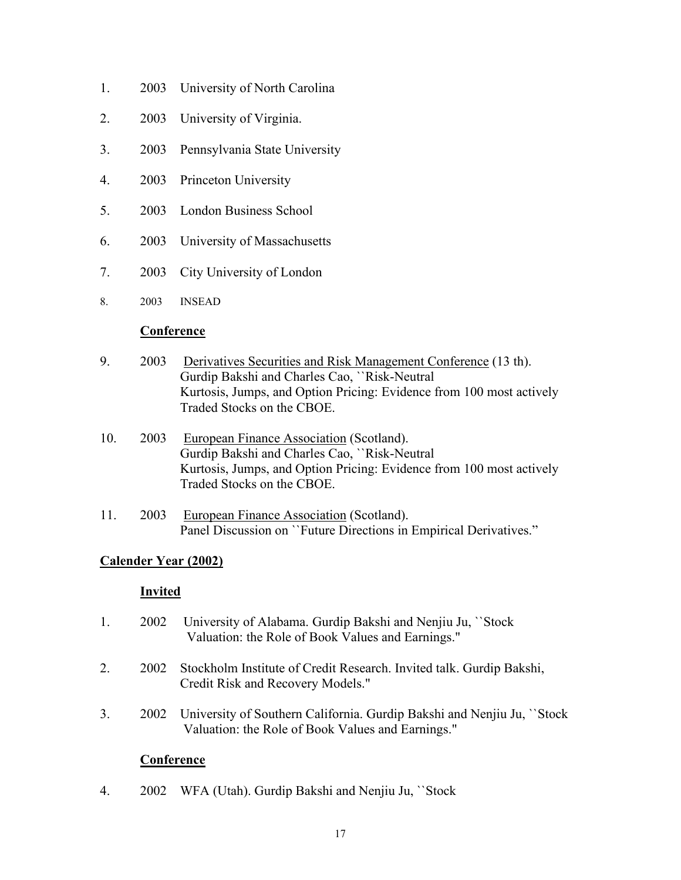1. 2003 University of North Carolina

2. 2003 University of Virginia.

3. 2003 Pennsylvania State University

4. 2003 Princeton University

5. 2003 London Business School

6. 2003 University of Massachusetts

7. 2003 City University of London

8. 2003 INSEAD

**Conference**

9. 2003 Derivatives Securities and Risk Management Conference (13 th). Gurdip Bakshi and Charles Cao, ``Risk-Neutral Kurtosis, Jumps, and Option Pricing: Evidence from 100 most actively Traded Stocks on the CBOE.

10. 2003 European Finance Association (Scotland). Gurdip Bakshi and Charles Cao, ``Risk-Neutral Kurtosis, Jumps, and Option Pricing: Evidence from 100 most actively Traded Stocks on the CBOE.

11. 2003 European Finance Association (Scotland). Panel Discussion on ``Future Directions in Empirical Derivatives."

**Calender Year (2002)**

**Invited**

1. 2002 University of Alabama. Gurdip Bakshi and Nenjiu Ju, ``Stock Valuation: the Role of Book Values and Earnings."

2. 2002 Stockholm Institute of Credit Research. Invited talk. Gurdip Bakshi, Credit Risk and Recovery Models."

3. 2002 University of Southern California. Gurdip Bakshi and Nenjiu Ju, ``Stock Valuation: the Role of Book Values and Earnings."

**Conference**

4. 2002 WFA (Utah). Gurdip Bakshi and Nenjiu Ju, ``Stock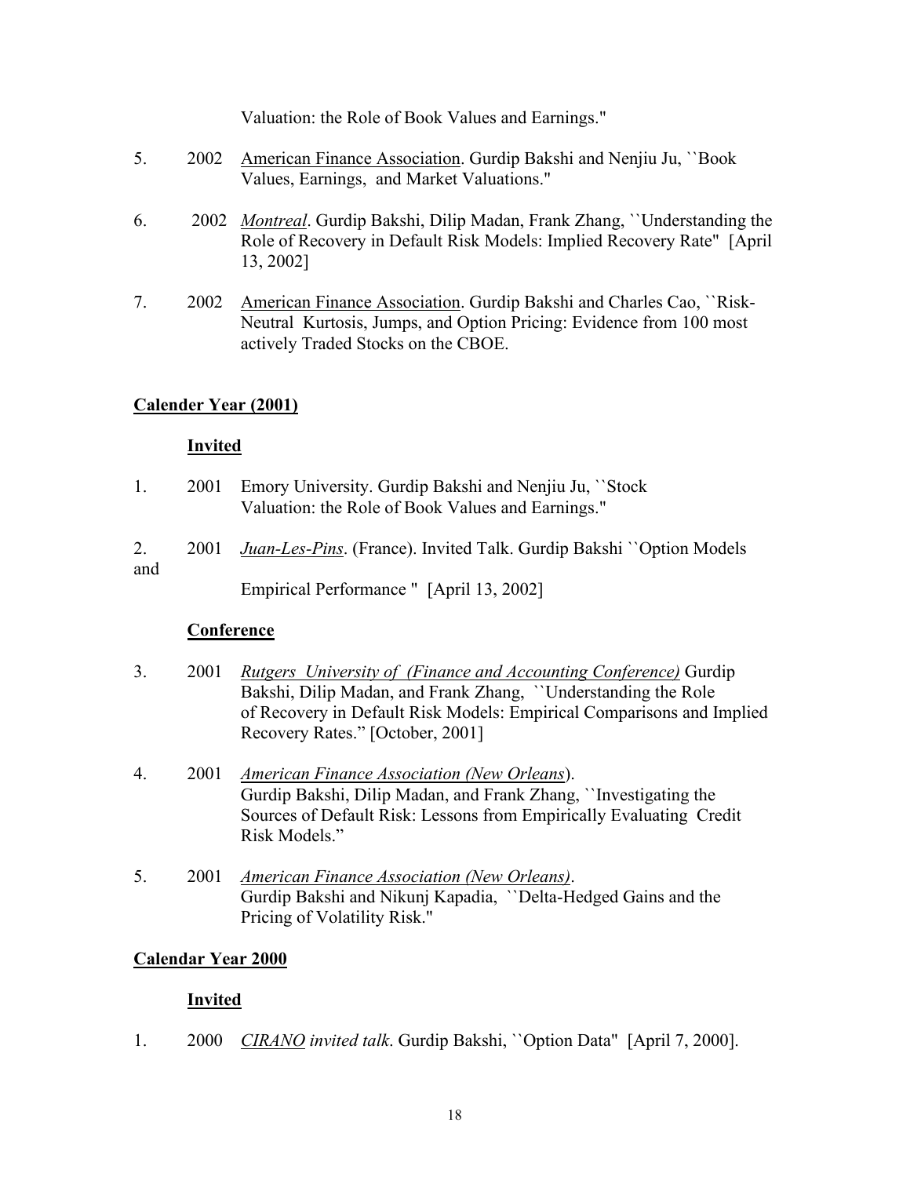Valuation: the Role of Book Values and Earnings.''

5. 2002 <u>American Finance Association</u>. Gurdip Bakshi and Nenjiu Ju, ``Book Values, Earnings, and Market Valuations.''

6. 2002 *<u>Montreal</u>*. Gurdip Bakshi, Dilip Madan, Frank Zhang, ``Understanding the Role of Recovery in Default Risk Models: Implied Recovery Rate'' [April 13, 2002]

7. 2002 <u>American Finance Association</u>. Gurdip Bakshi and Charles Cao, ``Risk-Neutral Kurtosis, Jumps, and Option Pricing: Evidence from 100 most actively Traded Stocks on the CBOE.

**<u>Calender Year (2001)</u>**

**<u>Invited</u>**

1. 2001 Emory University. Gurdip Bakshi and Nenjiu Ju, ``Stock Valuation: the Role of Book Values and Earnings.''

2. 2001 *<u>Juan-Les-Pins</u>*. (France). Invited Talk. Gurdip Bakshi ``Option Models and Empirical Performance '' [April 13, 2002]

**<u>Conference</u>**

3. 2001 *<u>Rutgers University of (Finance and Accounting Conference)</u>* Gurdip Bakshi, Dilip Madan, and Frank Zhang, ``Understanding the Role of Recovery in Default Risk Models: Empirical Comparisons and Implied Recovery Rates." [October, 2001]

4. 2001 *<u>American Finance Association (New Orleans</u>*). Gurdip Bakshi, Dilip Madan, and Frank Zhang, ``Investigating the Sources of Default Risk: Lessons from Empirically Evaluating Credit Risk Models."

5. 2001 *<u>American Finance Association (New Orleans)</u>*. Gurdip Bakshi and Nikunj Kapadia, ``Delta-Hedged Gains and the Pricing of Volatility Risk.''

**<u>Calendar Year 2000</u>**

**<u>Invited</u>**

1. 2000 *<u>CIRANO</u> invited talk*. Gurdip Bakshi, ``Option Data'' [April 7, 2000].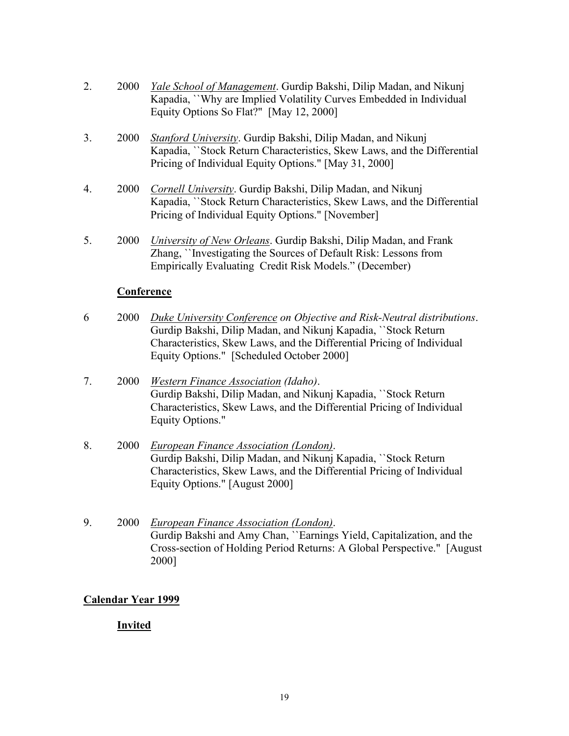2. 2000 *Yale School of Management*. Gurdip Bakshi, Dilip Madan, and Nikunj Kapadia, ``Why are Implied Volatility Curves Embedded in Individual Equity Options So Flat?" [May 12, 2000]

3. 2000 *Stanford University*. Gurdip Bakshi, Dilip Madan, and Nikunj Kapadia, ``Stock Return Characteristics, Skew Laws, and the Differential Pricing of Individual Equity Options." [May 31, 2000]

4. 2000 *Cornell University*. Gurdip Bakshi, Dilip Madan, and Nikunj Kapadia, ``Stock Return Characteristics, Skew Laws, and the Differential Pricing of Individual Equity Options." [November]

5. 2000 *University of New Orleans*. Gurdip Bakshi, Dilip Madan, and Frank Zhang, ``Investigating the Sources of Default Risk: Lessons from Empirically Evaluating Credit Risk Models." (December)

**Conference**

6 2000 *Duke University Conference on Objective and Risk-Neutral distributions*. Gurdip Bakshi, Dilip Madan, and Nikunj Kapadia, ``Stock Return Characteristics, Skew Laws, and the Differential Pricing of Individual Equity Options." [Scheduled October 2000]

7. 2000 *Western Finance Association (Idaho)*. Gurdip Bakshi, Dilip Madan, and Nikunj Kapadia, ``Stock Return Characteristics, Skew Laws, and the Differential Pricing of Individual Equity Options."

8. 2000 *European Finance Association (London)*. Gurdip Bakshi, Dilip Madan, and Nikunj Kapadia, ``Stock Return Characteristics, Skew Laws, and the Differential Pricing of Individual Equity Options." [August 2000]

9. 2000 *European Finance Association (London)*. Gurdip Bakshi and Amy Chan, ``Earnings Yield, Capitalization, and the Cross-section of Holding Period Returns: A Global Perspective." [August 2000]

**Calendar Year 1999**

**Invited**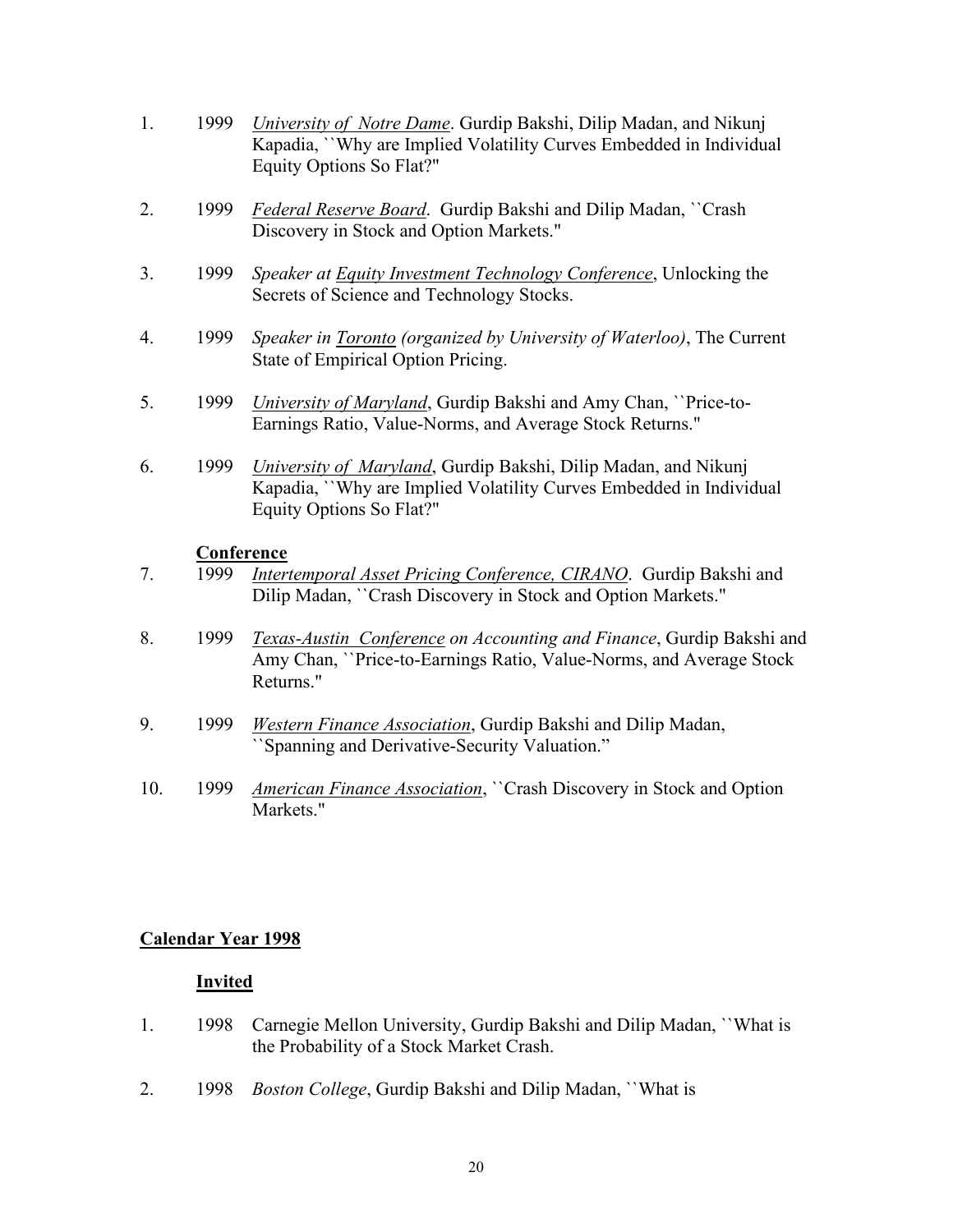1. 1999 *University of Notre Dame*. Gurdip Bakshi, Dilip Madan, and Nikunj Kapadia, ``Why are Implied Volatility Curves Embedded in Individual Equity Options So Flat?"

2. 1999 *Federal Reserve Board*. Gurdip Bakshi and Dilip Madan, ``Crash Discovery in Stock and Option Markets."

3. 1999 *Speaker at Equity Investment Technology Conference*, Unlocking the Secrets of Science and Technology Stocks.

4. 1999 *Speaker in Toronto (organized by University of Waterloo)*, The Current State of Empirical Option Pricing.

5. 1999 *University of Maryland*, Gurdip Bakshi and Amy Chan, ``Price-to-Earnings Ratio, Value-Norms, and Average Stock Returns."

6. 1999 *University of Maryland*, Gurdip Bakshi, Dilip Madan, and Nikunj Kapadia, ``Why are Implied Volatility Curves Embedded in Individual Equity Options So Flat?"

**Conference**

7. 1999 *Intertemporal Asset Pricing Conference, CIRANO*. Gurdip Bakshi and Dilip Madan, ``Crash Discovery in Stock and Option Markets."

8. 1999 *Texas-Austin Conference on Accounting and Finance*, Gurdip Bakshi and Amy Chan, ``Price-to-Earnings Ratio, Value-Norms, and Average Stock Returns."

9. 1999 *Western Finance Association*, Gurdip Bakshi and Dilip Madan, ``Spanning and Derivative-Security Valuation."

10. 1999 *American Finance Association*, ``Crash Discovery in Stock and Option Markets."

## Calendar Year 1998

### Invited

1. 1998 Carnegie Mellon University, Gurdip Bakshi and Dilip Madan, ``What is the Probability of a Stock Market Crash.

2. 1998 *Boston College*, Gurdip Bakshi and Dilip Madan, ``What is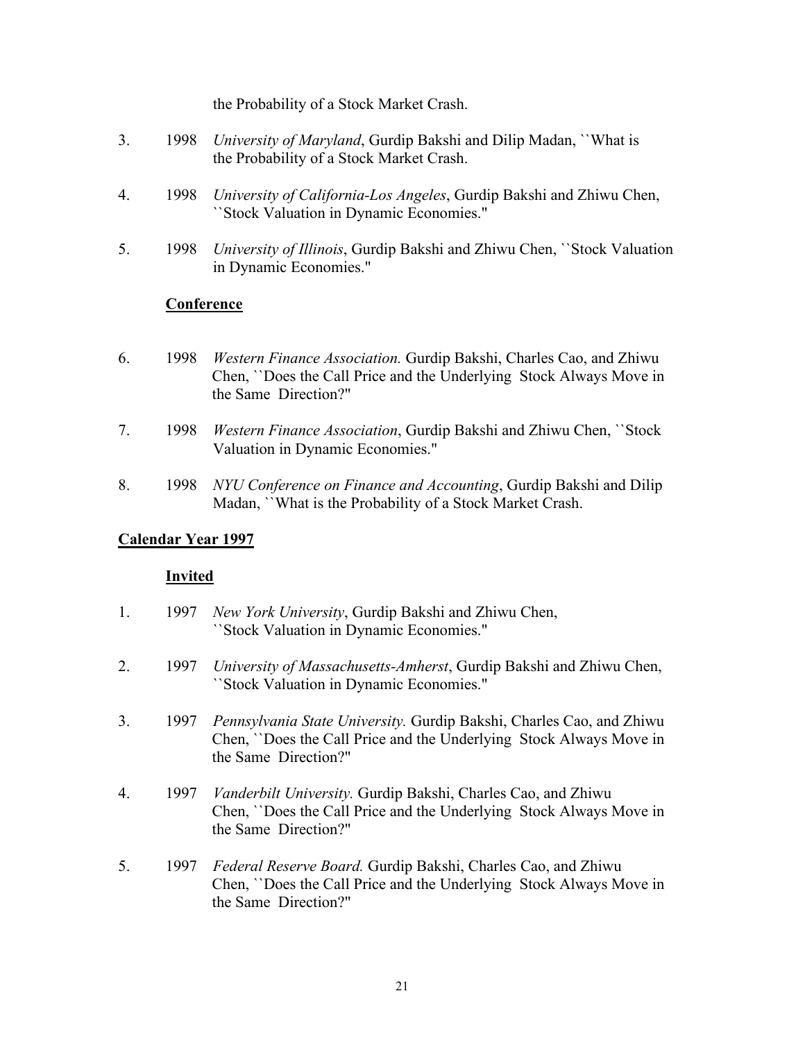the Probability of a Stock Market Crash.

3. 1998 *University of Maryland*, Gurdip Bakshi and Dilip Madan, ``What is the Probability of a Stock Market Crash.

4. 1998 *University of California-Los Angeles*, Gurdip Bakshi and Zhiwu Chen, ``Stock Valuation in Dynamic Economies."

5. 1998 *University of Illinois*, Gurdip Bakshi and Zhiwu Chen, ``Stock Valuation in Dynamic Economies."

**Conference**

6. 1998 *Western Finance Association.* Gurdip Bakshi, Charles Cao, and Zhiwu Chen, ``Does the Call Price and the Underlying Stock Always Move in the Same Direction?"

7. 1998 *Western Finance Association*, Gurdip Bakshi and Zhiwu Chen, ``Stock Valuation in Dynamic Economies."

8. 1998 *NYU Conference on Finance and Accounting*, Gurdip Bakshi and Dilip Madan, ``What is the Probability of a Stock Market Crash.

**Calendar Year 1997**

**Invited**

1. 1997 *New York University*, Gurdip Bakshi and Zhiwu Chen, ``Stock Valuation in Dynamic Economies."

2. 1997 *University of Massachusetts-Amherst*, Gurdip Bakshi and Zhiwu Chen, ``Stock Valuation in Dynamic Economies."

3. 1997 *Pennsylvania State University.* Gurdip Bakshi, Charles Cao, and Zhiwu Chen, ``Does the Call Price and the Underlying Stock Always Move in the Same Direction?"

4. 1997 *Vanderbilt University.* Gurdip Bakshi, Charles Cao, and Zhiwu Chen, ``Does the Call Price and the Underlying Stock Always Move in the Same Direction?"

5. 1997 *Federal Reserve Board.* Gurdip Bakshi, Charles Cao, and Zhiwu Chen, ``Does the Call Price and the Underlying Stock Always Move in the Same Direction?"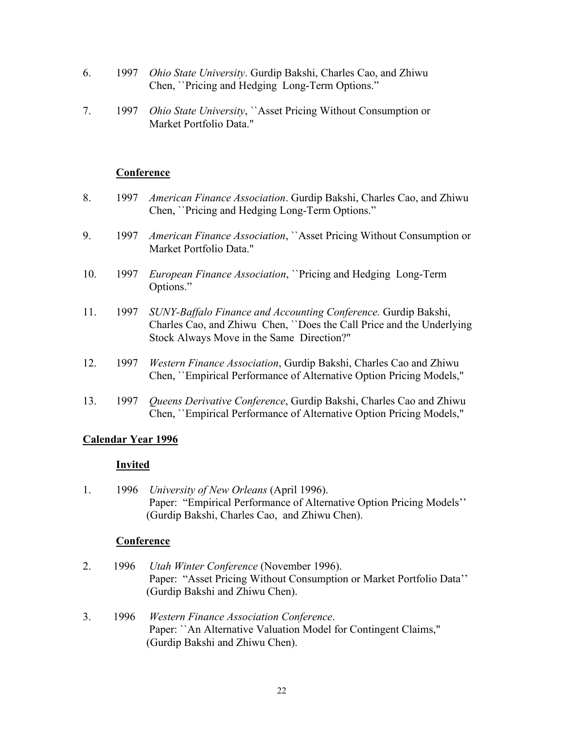6. 1997 *Ohio State University*. Gurdip Bakshi, Charles Cao, and Zhiwu Chen, ``Pricing and Hedging Long-Term Options."

7. 1997 *Ohio State University*, ``Asset Pricing Without Consumption or Market Portfolio Data."

**Conference**

8. 1997 *American Finance Association*. Gurdip Bakshi, Charles Cao, and Zhiwu Chen, ``Pricing and Hedging Long-Term Options."

9. 1997 *American Finance Association*, ``Asset Pricing Without Consumption or Market Portfolio Data."

10. 1997 *European Finance Association*, ``Pricing and Hedging Long-Term Options."

11. 1997 *SUNY-Baffalo Finance and Accounting Conference.* Gurdip Bakshi, Charles Cao, and Zhiwu Chen, ``Does the Call Price and the Underlying Stock Always Move in the Same Direction?"

12. 1997 *Western Finance Association*, Gurdip Bakshi, Charles Cao and Zhiwu Chen, ``Empirical Performance of Alternative Option Pricing Models,"

13. 1997 *Queens Derivative Conference*, Gurdip Bakshi, Charles Cao and Zhiwu Chen, ``Empirical Performance of Alternative Option Pricing Models,"

**Calendar Year 1996**

**Invited**

1. 1996 *University of New Orleans* (April 1996).
   Paper: "Empirical Performance of Alternative Option Pricing Models'' (Gurdip Bakshi, Charles Cao, and Zhiwu Chen).

**Conference**

2. 1996 *Utah Winter Conference* (November 1996).
   Paper: "Asset Pricing Without Consumption or Market Portfolio Data'' (Gurdip Bakshi and Zhiwu Chen).

3. 1996 *Western Finance Association Conference*.
   Paper: ``An Alternative Valuation Model for Contingent Claims," (Gurdip Bakshi and Zhiwu Chen).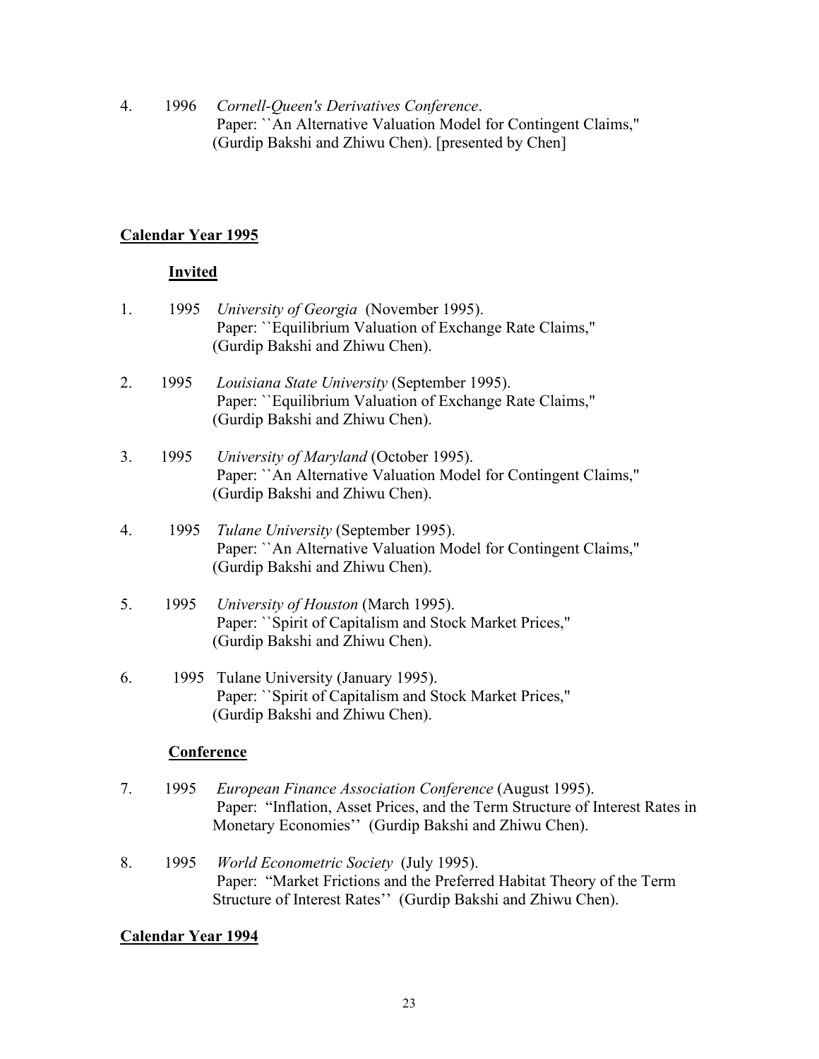4. 1996 *Cornell-Queen's Derivatives Conference*.
   Paper: ``An Alternative Valuation Model for Contingent Claims,"
   (Gurdip Bakshi and Zhiwu Chen). [presented by Chen]

**Calendar Year 1995**

**Invited**

1. 1995 *University of Georgia* (November 1995).
   Paper: ``Equilibrium Valuation of Exchange Rate Claims,"
   (Gurdip Bakshi and Zhiwu Chen).

2. 1995 *Louisiana State University* (September 1995).
   Paper: ``Equilibrium Valuation of Exchange Rate Claims,"
   (Gurdip Bakshi and Zhiwu Chen).

3. 1995 *University of Maryland* (October 1995).
   Paper: ``An Alternative Valuation Model for Contingent Claims,"
   (Gurdip Bakshi and Zhiwu Chen).

4. 1995 *Tulane University* (September 1995).
   Paper: ``An Alternative Valuation Model for Contingent Claims,"
   (Gurdip Bakshi and Zhiwu Chen).

5. 1995 *University of Houston* (March 1995).
   Paper: ``Spirit of Capitalism and Stock Market Prices,"
   (Gurdip Bakshi and Zhiwu Chen).

6. 1995 Tulane University (January 1995).
   Paper: ``Spirit of Capitalism and Stock Market Prices,"
   (Gurdip Bakshi and Zhiwu Chen).

**Conference**

7. 1995 *European Finance Association Conference* (August 1995).
   Paper: "Inflation, Asset Prices, and the Term Structure of Interest Rates in Monetary Economies'' (Gurdip Bakshi and Zhiwu Chen).

8. 1995 *World Econometric Society* (July 1995).
   Paper: "Market Frictions and the Preferred Habitat Theory of the Term Structure of Interest Rates'' (Gurdip Bakshi and Zhiwu Chen).

**Calendar Year 1994**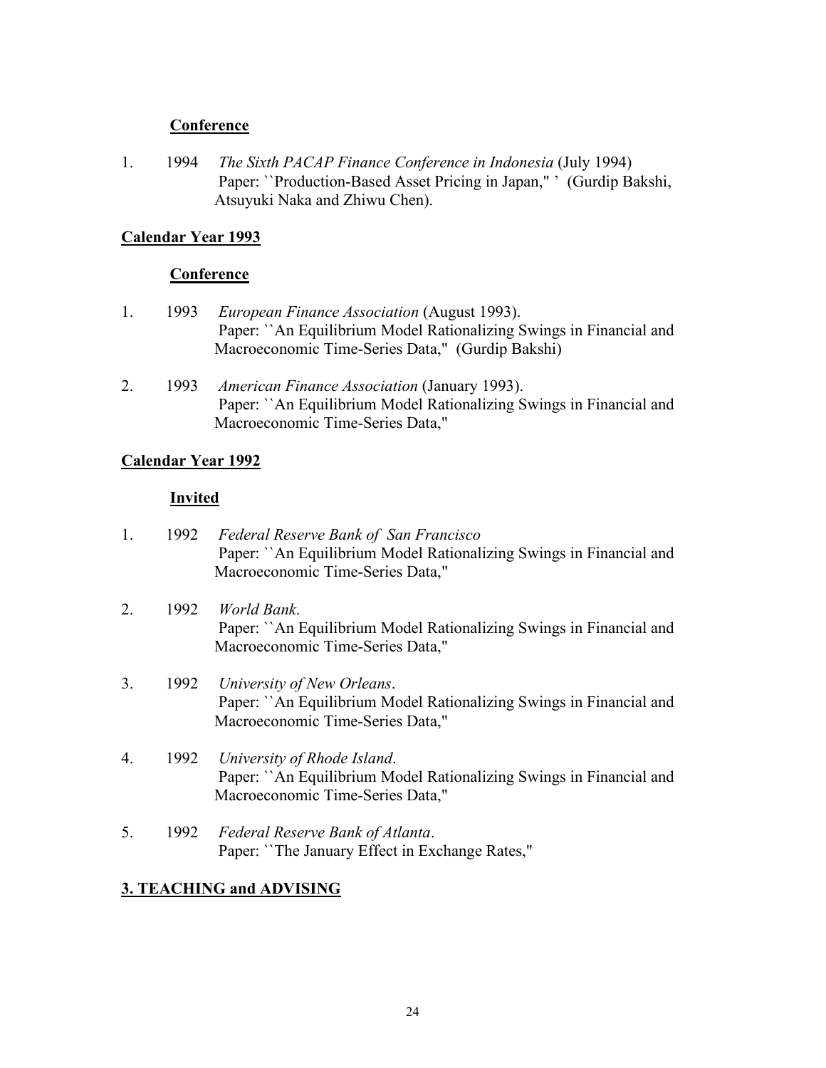**Conference**

1. 1994 *The Sixth PACAP Finance Conference in Indonesia* (July 1994)
   Paper: ``Production-Based Asset Pricing in Japan," ' (Gurdip Bakshi, Atsuyuki Naka and Zhiwu Chen).

**Calendar Year 1993**

**Conference**

1. 1993 *European Finance Association* (August 1993).
   Paper: ``An Equilibrium Model Rationalizing Swings in Financial and Macroeconomic Time-Series Data," (Gurdip Bakshi)

2. 1993 *American Finance Association* (January 1993).
   Paper: ``An Equilibrium Model Rationalizing Swings in Financial and Macroeconomic Time-Series Data,"

**Calendar Year 1992**

**Invited**

1. 1992 *Federal Reserve Bank of San Francisco*
   Paper: ``An Equilibrium Model Rationalizing Swings in Financial and Macroeconomic Time-Series Data,"

2. 1992 *World Bank*.
   Paper: ``An Equilibrium Model Rationalizing Swings in Financial and Macroeconomic Time-Series Data,"

3. 1992 *University of New Orleans*.
   Paper: ``An Equilibrium Model Rationalizing Swings in Financial and Macroeconomic Time-Series Data,"

4. 1992 *University of Rhode Island*.
   Paper: ``An Equilibrium Model Rationalizing Swings in Financial and Macroeconomic Time-Series Data,"

5. 1992 *Federal Reserve Bank of Atlanta*.
   Paper: ``The January Effect in Exchange Rates,"

**3. TEACHING and ADVISING**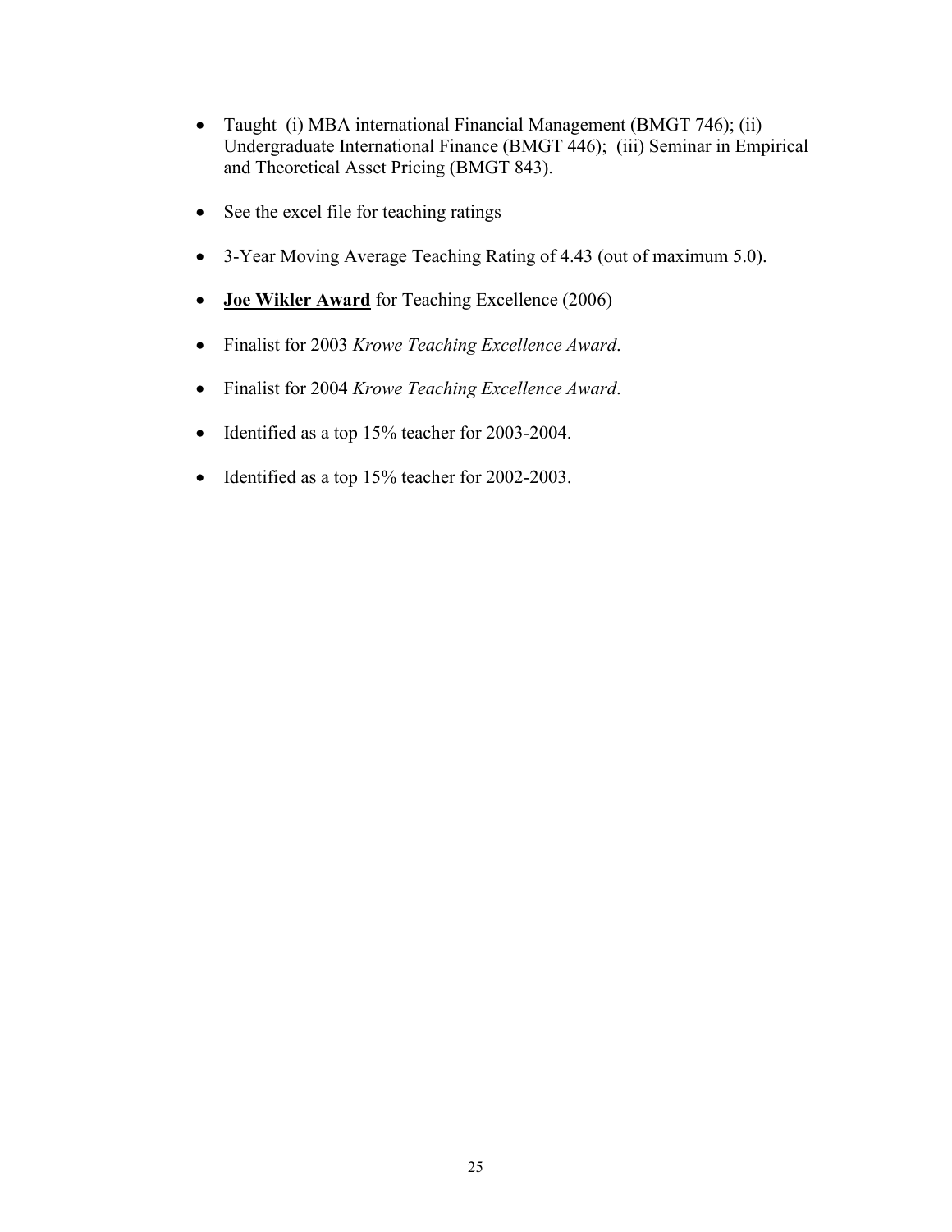- Taught (i) MBA international Financial Management (BMGT 746); (ii) Undergraduate International Finance (BMGT 446); (iii) Seminar in Empirical and Theoretical Asset Pricing (BMGT 843).

- See the excel file for teaching ratings

- 3-Year Moving Average Teaching Rating of 4.43 (out of maximum 5.0).

- **<u>Joe Wikler Award</u>** for Teaching Excellence (2006)

- Finalist for 2003 *Krowe Teaching Excellence Award*.

- Finalist for 2004 *Krowe Teaching Excellence Award*.

- Identified as a top 15% teacher for 2003-2004.

- Identified as a top 15% teacher for 2002-2003.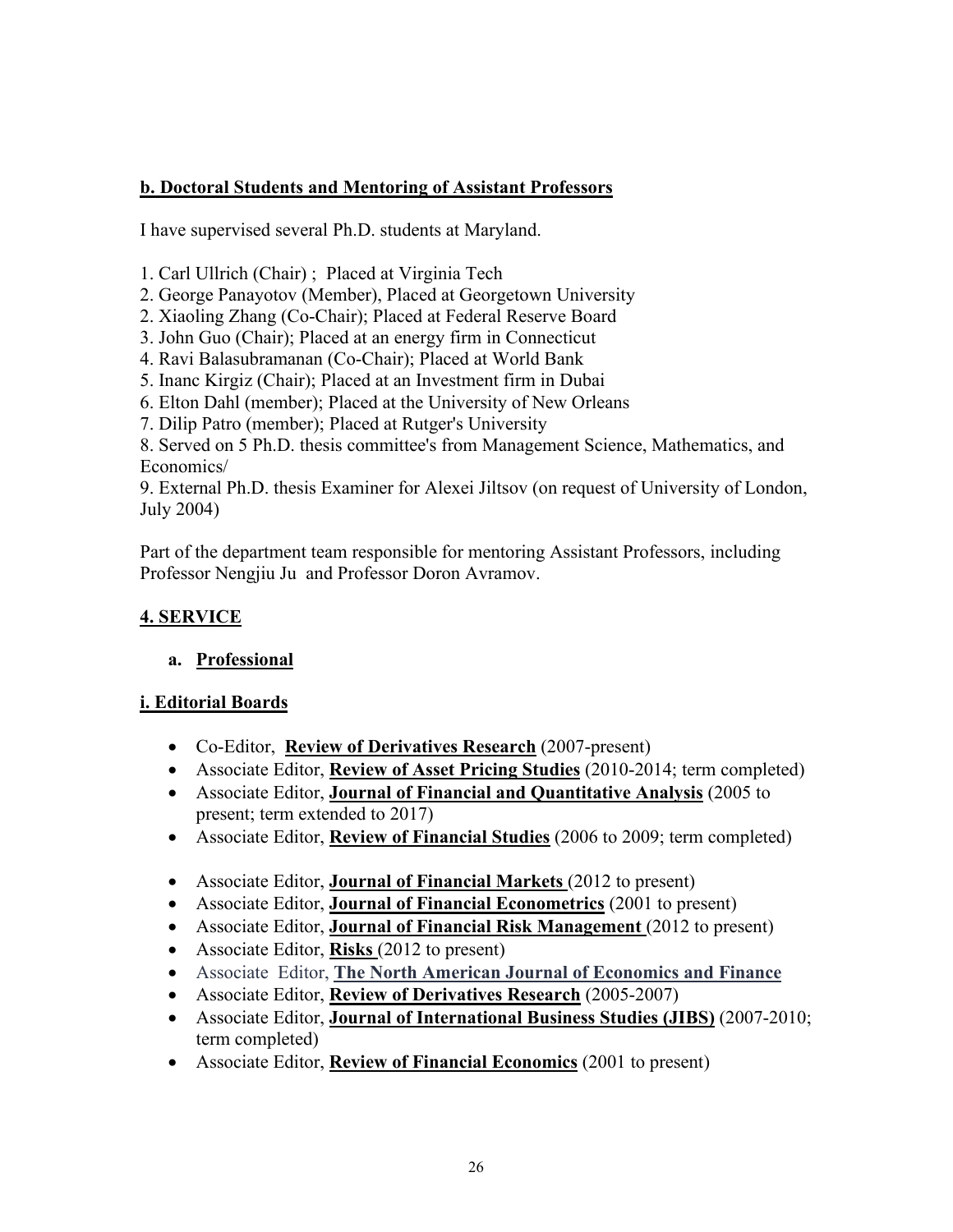**b. Doctoral Students and Mentoring of Assistant Professors**

I have supervised several Ph.D. students at Maryland.

1. Carl Ullrich (Chair) ; Placed at Virginia Tech
2. George Panayotov (Member), Placed at Georgetown University
2. Xiaoling Zhang (Co-Chair); Placed at Federal Reserve Board
3. John Guo (Chair); Placed at an energy firm in Connecticut
4. Ravi Balasubramanan (Co-Chair); Placed at World Bank
5. Inanc Kirgiz (Chair); Placed at an Investment firm in Dubai
6. Elton Dahl (member); Placed at the University of New Orleans
7. Dilip Patro (member); Placed at Rutger's University
8. Served on 5 Ph.D. thesis committee's from Management Science, Mathematics, and Economics/
9. External Ph.D. thesis Examiner for Alexei Jiltsov (on request of University of London, July 2004)

Part of the department team responsible for mentoring Assistant Professors, including Professor Nengjiu Ju and Professor Doron Avramov.

## 4. SERVICE

### a. Professional

#### i. Editorial Boards

- Co-Editor, **Review of Derivatives Research** (2007-present)
- Associate Editor, **Review of Asset Pricing Studies** (2010-2014; term completed)
- Associate Editor, **Journal of Financial and Quantitative Analysis** (2005 to present; term extended to 2017)
- Associate Editor, **Review of Financial Studies** (2006 to 2009; term completed)
- Associate Editor, **Journal of Financial Markets** (2012 to present)
- Associate Editor, **Journal of Financial Econometrics** (2001 to present)
- Associate Editor, **Journal of Financial Risk Management** (2012 to present)
- Associate Editor, **Risks** (2012 to present)
- Associate Editor, **The North American Journal of Economics and Finance**
- Associate Editor, **Review of Derivatives Research** (2005-2007)
- Associate Editor, **Journal of International Business Studies (JIBS)** (2007-2010; term completed)
- Associate Editor, **Review of Financial Economics** (2001 to present)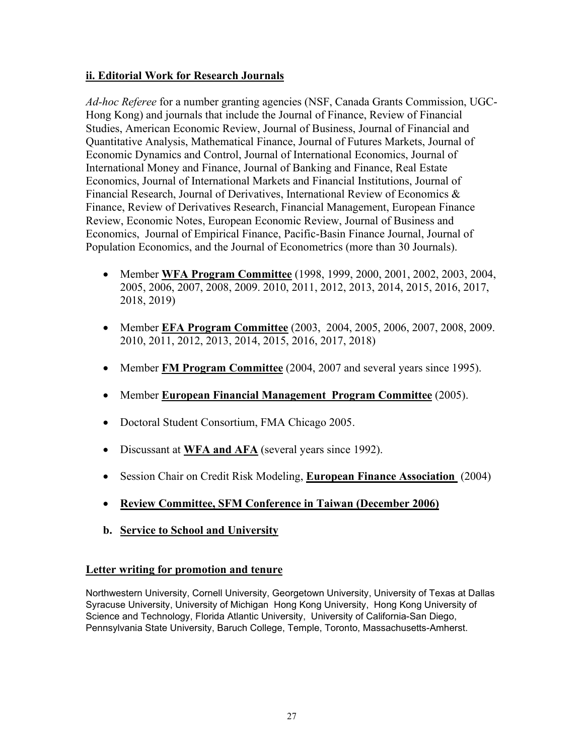## **ii. Editorial Work for Research Journals**

*Ad-hoc Referee* for a number granting agencies (NSF, Canada Grants Commission, UGC-Hong Kong) and journals that include the Journal of Finance, Review of Financial Studies, American Economic Review, Journal of Business, Journal of Financial and Quantitative Analysis, Mathematical Finance, Journal of Futures Markets, Journal of Economic Dynamics and Control, Journal of International Economics, Journal of International Money and Finance, Journal of Banking and Finance, Real Estate Economics, Journal of International Markets and Financial Institutions, Journal of Financial Research, Journal of Derivatives, International Review of Economics & Finance, Review of Derivatives Research, Financial Management, European Finance Review, Economic Notes, European Economic Review, Journal of Business and Economics, Journal of Empirical Finance, Pacific-Basin Finance Journal, Journal of Population Economics, and the Journal of Econometrics (more than 30 Journals).

- Member **WFA Program Committee** (1998, 1999, 2000, 2001, 2002, 2003, 2004, 2005, 2006, 2007, 2008, 2009. 2010, 2011, 2012, 2013, 2014, 2015, 2016, 2017, 2018, 2019)
- Member **EFA Program Committee** (2003, 2004, 2005, 2006, 2007, 2008, 2009. 2010, 2011, 2012, 2013, 2014, 2015, 2016, 2017, 2018)
- Member **FM Program Committee** (2004, 2007 and several years since 1995).
- Member **European Financial Management Program Committee** (2005).
- Doctoral Student Consortium, FMA Chicago 2005.
- Discussant at **WFA and AFA** (several years since 1992).
- Session Chair on Credit Risk Modeling, **European Finance Association** (2004)
- **Review Committee, SFM Conference in Taiwan (December 2006)**

**b. Service to School and University**

**Letter writing for promotion and tenure**

Northwestern University, Cornell University, Georgetown University, University of Texas at Dallas Syracuse University, University of Michigan Hong Kong University, Hong Kong University of Science and Technology, Florida Atlantic University, University of California-San Diego, Pennsylvania State University, Baruch College, Temple, Toronto, Massachusetts-Amherst.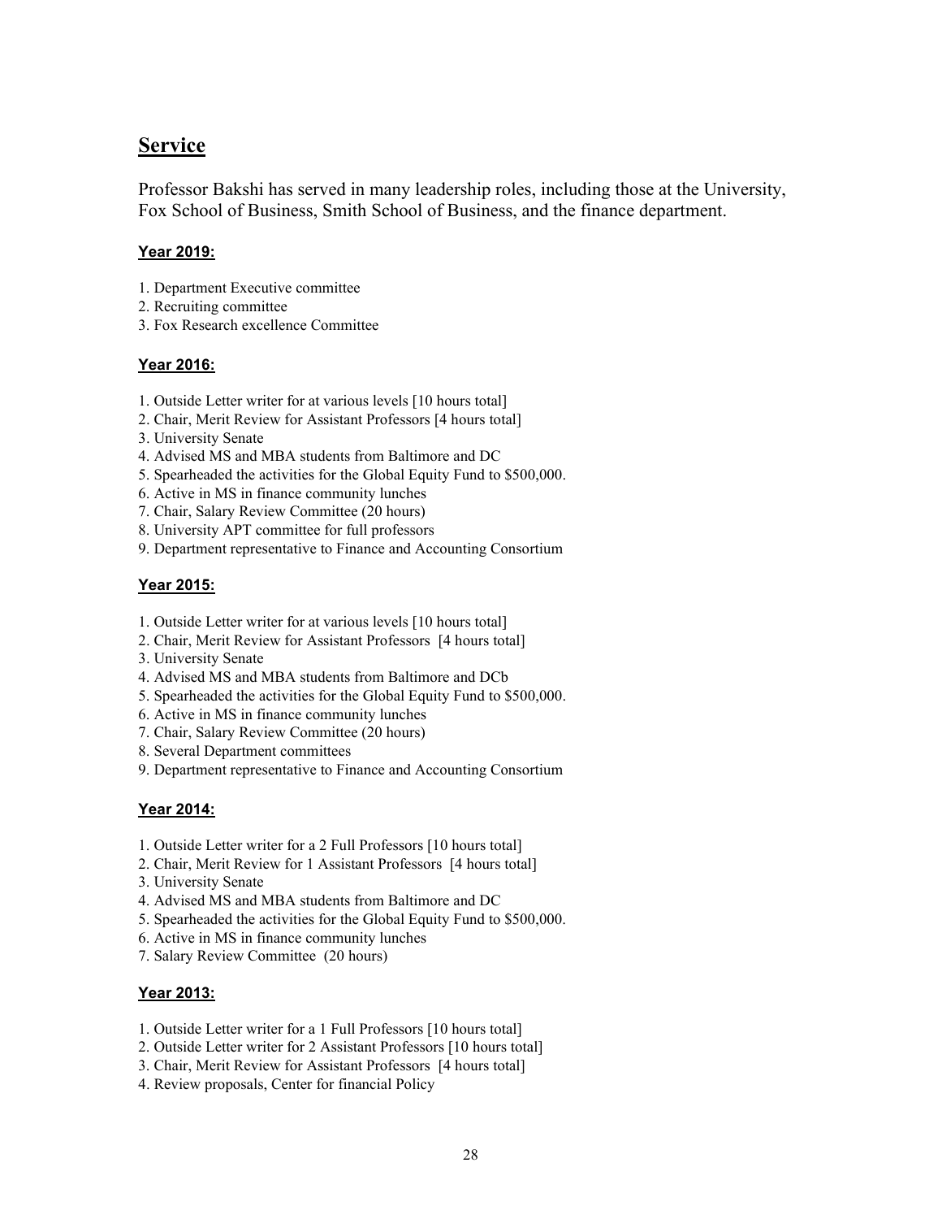## Service

Professor Bakshi has served in many leadership roles, including those at the University, Fox School of Business, Smith School of Business, and the finance department.

### Year 2019:

1. Department Executive committee
2. Recruiting committee
3. Fox Research excellence Committee

### Year 2016:

1. Outside Letter writer for at various levels [10 hours total]
2. Chair, Merit Review for Assistant Professors [4 hours total]
3. University Senate
4. Advised MS and MBA students from Baltimore and DC
5. Spearheaded the activities for the Global Equity Fund to $500,000.
6. Active in MS in finance community lunches
7. Chair, Salary Review Committee (20 hours)
8. University APT committee for full professors
9. Department representative to Finance and Accounting Consortium

### Year 2015:

1. Outside Letter writer for at various levels [10 hours total]
2. Chair, Merit Review for Assistant Professors [4 hours total]
3. University Senate
4. Advised MS and MBA students from Baltimore and DCb
5. Spearheaded the activities for the Global Equity Fund to $500,000.
6. Active in MS in finance community lunches
7. Chair, Salary Review Committee (20 hours)
8. Several Department committees
9. Department representative to Finance and Accounting Consortium

### Year 2014:

1. Outside Letter writer for a 2 Full Professors [10 hours total]
2. Chair, Merit Review for 1 Assistant Professors [4 hours total]
3. University Senate
4. Advised MS and MBA students from Baltimore and DC
5. Spearheaded the activities for the Global Equity Fund to $500,000.
6. Active in MS in finance community lunches
7. Salary Review Committee (20 hours)

### Year 2013:

1. Outside Letter writer for a 1 Full Professors [10 hours total]
2. Outside Letter writer for 2 Assistant Professors [10 hours total]
3. Chair, Merit Review for Assistant Professors [4 hours total]
4. Review proposals, Center for financial Policy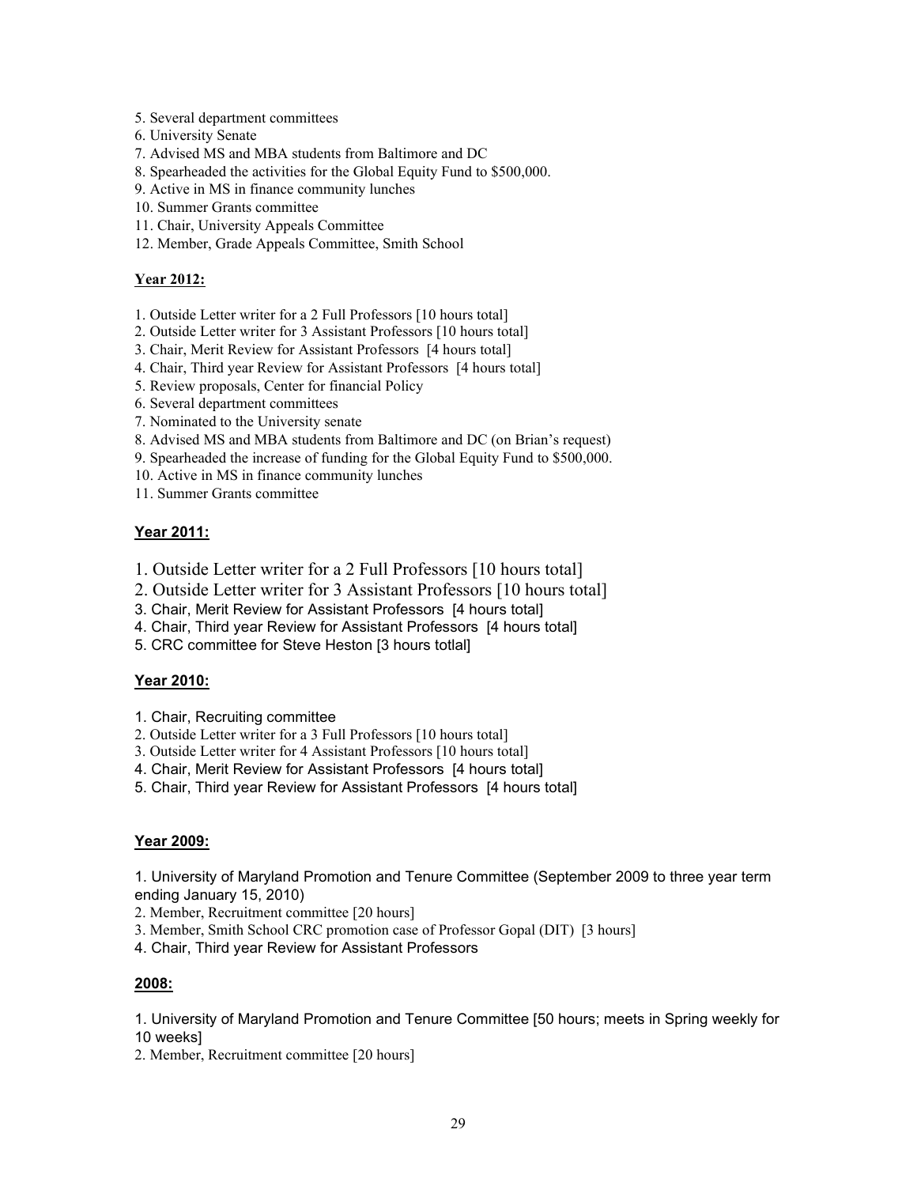5. Several department committees
6. University Senate
7. Advised MS and MBA students from Baltimore and DC
8. Spearheaded the activities for the Global Equity Fund to $500,000.
9. Active in MS in finance community lunches
10. Summer Grants committee
11. Chair, University Appeals Committee
12. Member, Grade Appeals Committee, Smith School

**Year 2012:**

1. Outside Letter writer for a 2 Full Professors [10 hours total]
2. Outside Letter writer for 3 Assistant Professors [10 hours total]
3. Chair, Merit Review for Assistant Professors [4 hours total]
4. Chair, Third year Review for Assistant Professors [4 hours total]
5. Review proposals, Center for financial Policy
6. Several department committees
7. Nominated to the University senate
8. Advised MS and MBA students from Baltimore and DC (on Brian's request)
9. Spearheaded the increase of funding for the Global Equity Fund to $500,000.
10. Active in MS in finance community lunches
11. Summer Grants committee

**Year 2011:**

1. Outside Letter writer for a 2 Full Professors [10 hours total]
2. Outside Letter writer for 3 Assistant Professors [10 hours total]
3. Chair, Merit Review for Assistant Professors [4 hours total]
4. Chair, Third year Review for Assistant Professors [4 hours total]
5. CRC committee for Steve Heston [3 hours totlal]

**Year 2010:**

1. Chair, Recruiting committee
2. Outside Letter writer for a 3 Full Professors [10 hours total]
3. Outside Letter writer for 4 Assistant Professors [10 hours total]
4. Chair, Merit Review for Assistant Professors [4 hours total]
5. Chair, Third year Review for Assistant Professors [4 hours total]

**Year 2009:**

1. University of Maryland Promotion and Tenure Committee (September 2009 to three year term ending January 15, 2010)
2. Member, Recruitment committee [20 hours]
3. Member, Smith School CRC promotion case of Professor Gopal (DIT) [3 hours]
4. Chair, Third year Review for Assistant Professors

**2008:**

1. University of Maryland Promotion and Tenure Committee [50 hours; meets in Spring weekly for 10 weeks]
2. Member, Recruitment committee [20 hours]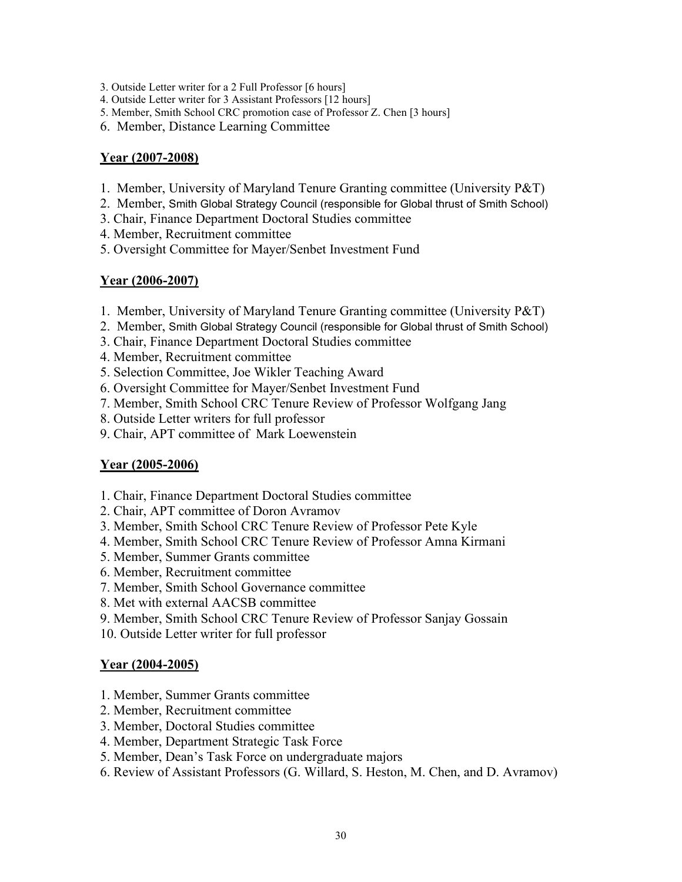3. Outside Letter writer for a 2 Full Professor [6 hours]
4. Outside Letter writer for 3 Assistant Professors [12 hours]
5. Member, Smith School CRC promotion case of Professor Z. Chen [3 hours]
6. Member, Distance Learning Committee

**Year (2007-2008)**

1. Member, University of Maryland Tenure Granting committee (University P&T)
2. Member, Smith Global Strategy Council (responsible for Global thrust of Smith School)
3. Chair, Finance Department Doctoral Studies committee
4. Member, Recruitment committee
5. Oversight Committee for Mayer/Senbet Investment Fund

**Year (2006-2007)**

1. Member, University of Maryland Tenure Granting committee (University P&T)
2. Member, Smith Global Strategy Council (responsible for Global thrust of Smith School)
3. Chair, Finance Department Doctoral Studies committee
4. Member, Recruitment committee
5. Selection Committee, Joe Wikler Teaching Award
6. Oversight Committee for Mayer/Senbet Investment Fund
7. Member, Smith School CRC Tenure Review of Professor Wolfgang Jang
8. Outside Letter writers for full professor
9. Chair, APT committee of Mark Loewenstein

**Year (2005-2006)**

1. Chair, Finance Department Doctoral Studies committee
2. Chair, APT committee of Doron Avramov
3. Member, Smith School CRC Tenure Review of Professor Pete Kyle
4. Member, Smith School CRC Tenure Review of Professor Amna Kirmani
5. Member, Summer Grants committee
6. Member, Recruitment committee
7. Member, Smith School Governance committee
8. Met with external AACSB committee
9. Member, Smith School CRC Tenure Review of Professor Sanjay Gossain
10. Outside Letter writer for full professor

**Year (2004-2005)**

1. Member, Summer Grants committee
2. Member, Recruitment committee
3. Member, Doctoral Studies committee
4. Member, Department Strategic Task Force
5. Member, Dean's Task Force on undergraduate majors
6. Review of Assistant Professors (G. Willard, S. Heston, M. Chen, and D. Avramov)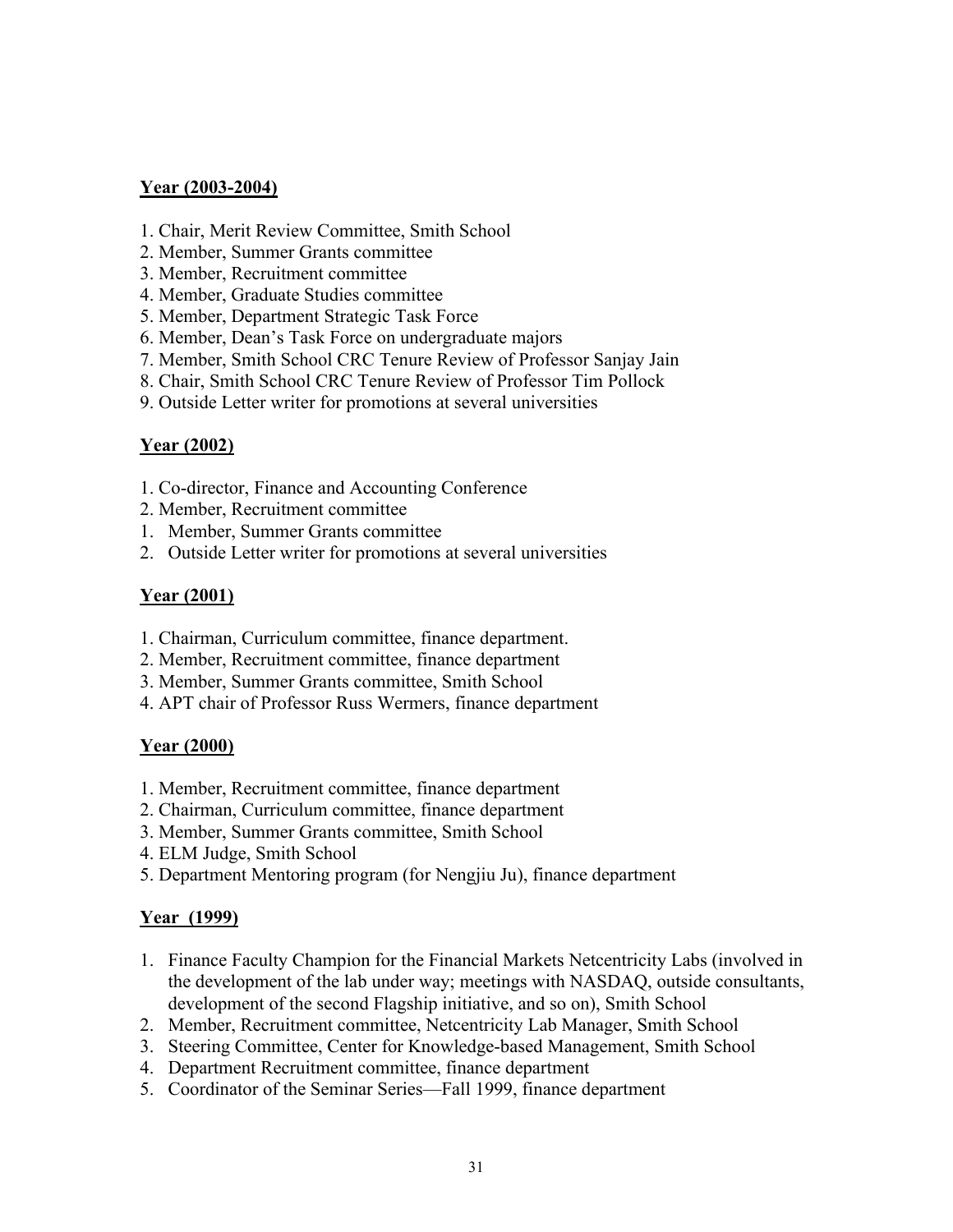**Year (2003-2004)**

1. Chair, Merit Review Committee, Smith School
2. Member, Summer Grants committee
3. Member, Recruitment committee
4. Member, Graduate Studies committee
5. Member, Department Strategic Task Force
6. Member, Dean's Task Force on undergraduate majors
7. Member, Smith School CRC Tenure Review of Professor Sanjay Jain
8. Chair, Smith School CRC Tenure Review of Professor Tim Pollock
9. Outside Letter writer for promotions at several universities

**Year (2002)**

1. Co-director, Finance and Accounting Conference
2. Member, Recruitment committee
1. Member, Summer Grants committee
2. Outside Letter writer for promotions at several universities

**Year (2001)**

1. Chairman, Curriculum committee, finance department.
2. Member, Recruitment committee, finance department
3. Member, Summer Grants committee, Smith School
4. APT chair of Professor Russ Wermers, finance department

**Year (2000)**

1. Member, Recruitment committee, finance department
2. Chairman, Curriculum committee, finance department
3. Member, Summer Grants committee, Smith School
4. ELM Judge, Smith School
5. Department Mentoring program (for Nengjiu Ju), finance department

**Year (1999)**

1. Finance Faculty Champion for the Financial Markets Netcentricity Labs (involved in the development of the lab under way; meetings with NASDAQ, outside consultants, development of the second Flagship initiative, and so on), Smith School
2. Member, Recruitment committee, Netcentricity Lab Manager, Smith School
3. Steering Committee, Center for Knowledge-based Management, Smith School
4. Department Recruitment committee, finance department
5. Coordinator of the Seminar Series—Fall 1999, finance department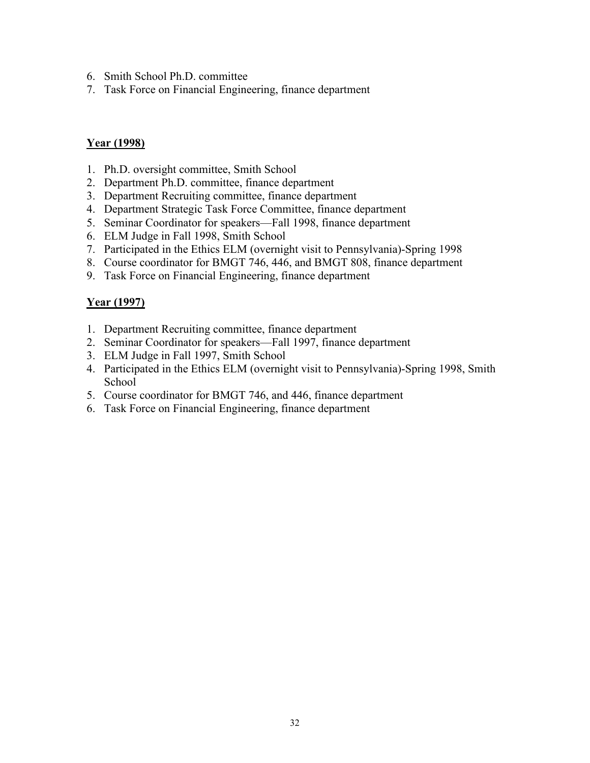6. Smith School Ph.D. committee
7. Task Force on Financial Engineering, finance department

**Year (1998)**

1. Ph.D. oversight committee, Smith School
2. Department Ph.D. committee, finance department
3. Department Recruiting committee, finance department
4. Department Strategic Task Force Committee, finance department
5. Seminar Coordinator for speakers—Fall 1998, finance department
6. ELM Judge in Fall 1998, Smith School
7. Participated in the Ethics ELM (overnight visit to Pennsylvania)-Spring 1998
8. Course coordinator for BMGT 746, 446, and BMGT 808, finance department
9. Task Force on Financial Engineering, finance department

**Year (1997)**

1. Department Recruiting committee, finance department
2. Seminar Coordinator for speakers—Fall 1997, finance department
3. ELM Judge in Fall 1997, Smith School
4. Participated in the Ethics ELM (overnight visit to Pennsylvania)-Spring 1998, Smith School
5. Course coordinator for BMGT 746, and 446, finance department
6. Task Force on Financial Engineering, finance department